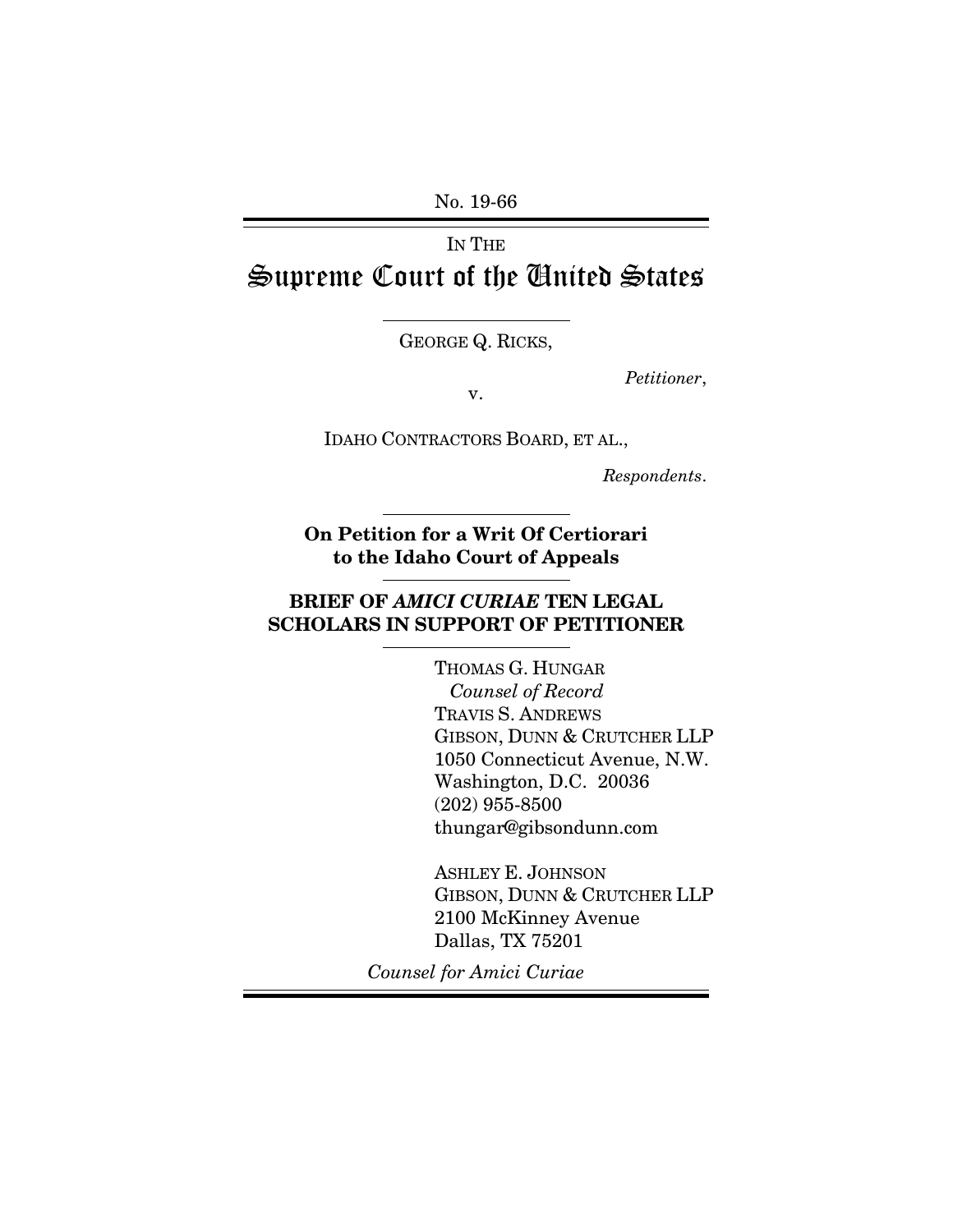No. 19-66

---

IN THE

# Supreme Court of the United States

---

GEORGE Q. RICKS,

*Petitioner*,

v.

IDAHO CONTRACTORS BOARD, ET AL.,

*Respondents*.

---

**On Petition for a Writ Of Certiorari to the Idaho Court of Appeals**

---

**BRIEF OF *AMICI CURIAE* TEN LEGAL SCHOLARS IN SUPPORT OF PETITIONER**

---

THOMAS G. HUNGAR
*Counsel of Record*
TRAVIS S. ANDREWS
GIBSON, DUNN & CRUTCHER LLP
1050 Connecticut Avenue, N.W.
Washington, D.C. 20036
(202) 955-8500
thungar@gibsondunn.com

ASHLEY E. JOHNSON
GIBSON, DUNN & CRUTCHER LLP
2100 McKinney Avenue
Dallas, TX 75201

*Counsel for Amici Curiae*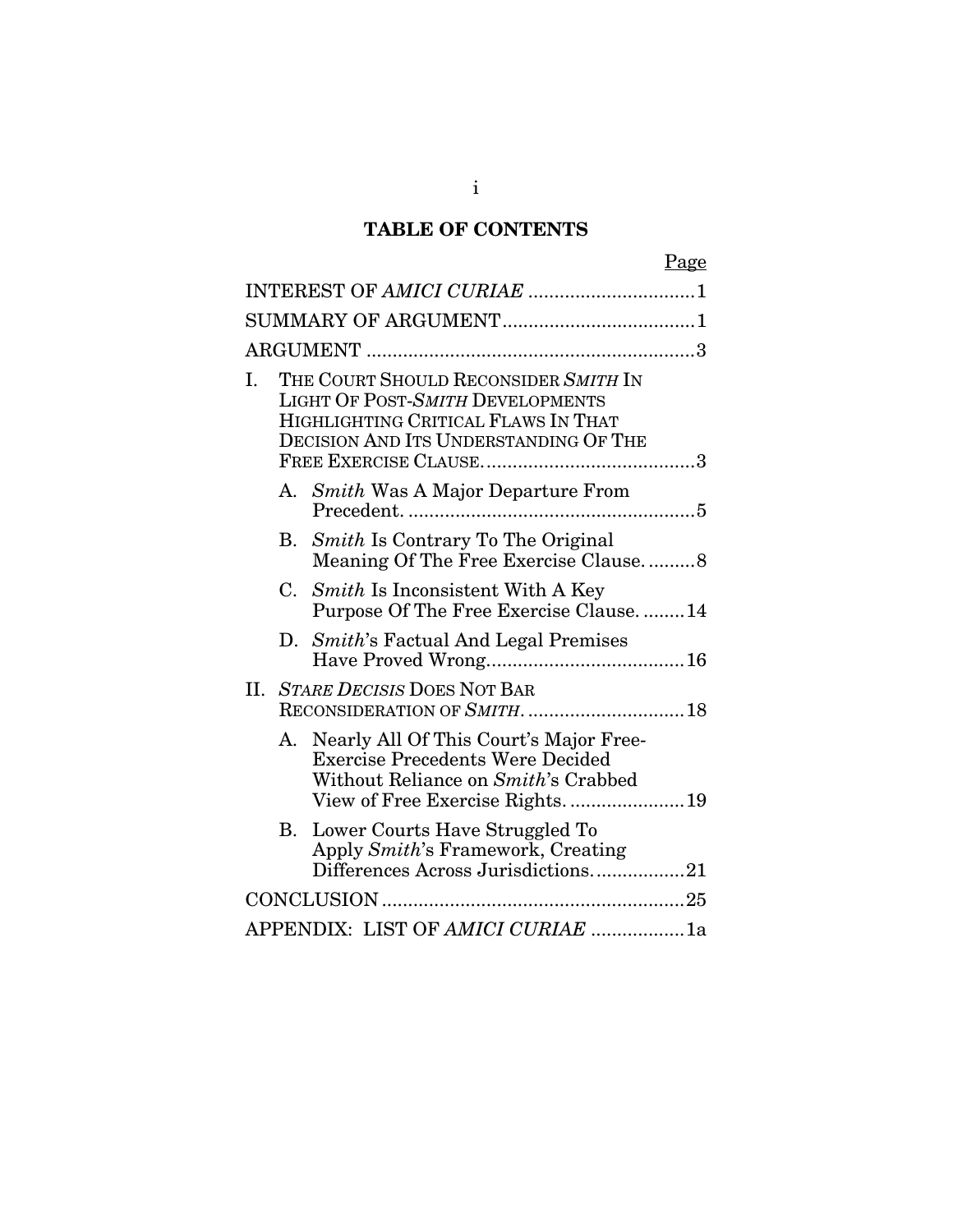# TABLE OF CONTENTS

| | Page |
|---|---|
| INTEREST OF *AMICI CURIAE* | 1 |
| SUMMARY OF ARGUMENT | 1 |
| ARGUMENT | 3 |
| I. THE COURT SHOULD RECONSIDER *SMITH* IN LIGHT OF POST-*SMITH* DEVELOPMENTS HIGHLIGHTING CRITICAL FLAWS IN THAT DECISION AND ITS UNDERSTANDING OF THE FREE EXERCISE CLAUSE. | 3 |
| A. *Smith* Was A Major Departure From Precedent. | 5 |
| B. *Smith* Is Contrary To The Original Meaning Of The Free Exercise Clause. | 8 |
| C. *Smith* Is Inconsistent With A Key Purpose Of The Free Exercise Clause. | 14 |
| D. *Smith*'s Factual And Legal Premises Have Proved Wrong. | 16 |
| II. *STARE DECISIS* DOES NOT BAR RECONSIDERATION OF *SMITH*. | 18 |
| A. Nearly All Of This Court's Major Free-Exercise Precedents Were Decided Without Reliance on *Smith*'s Crabbed View of Free Exercise Rights. | 19 |
| B. Lower Courts Have Struggled To Apply *Smith*'s Framework, Creating Differences Across Jurisdictions. | 21 |
| CONCLUSION | 25 |
| APPENDIX: LIST OF *AMICI CURIAE* | 1a |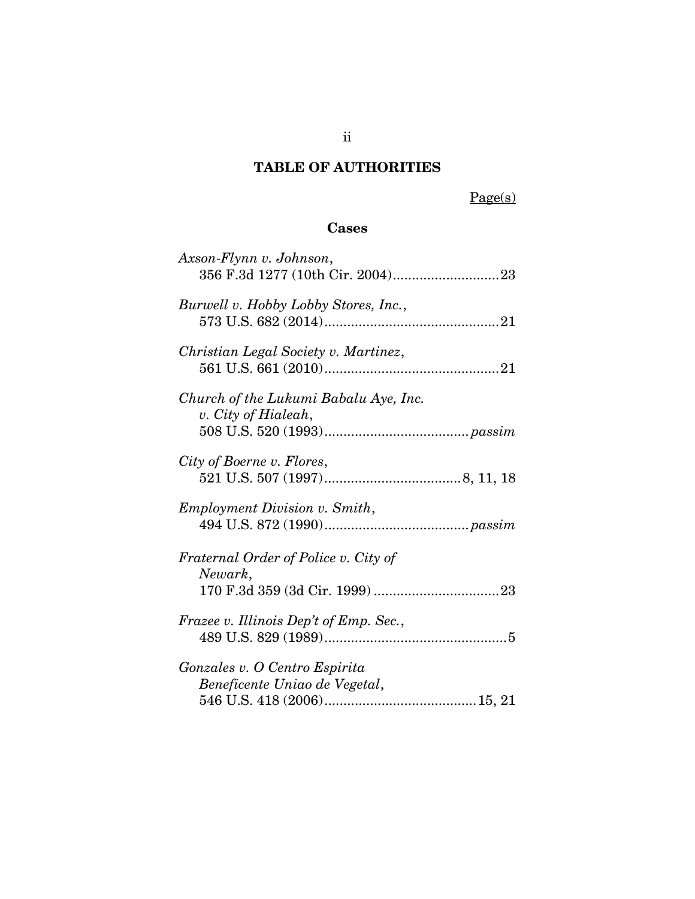# TABLE OF AUTHORITIES

Page(s)

## Cases

*Axson-Flynn v. Johnson*,
356 F.3d 1277 (10th Cir. 2004)............................23

*Burwell v. Hobby Lobby Stores, Inc.*,
573 U.S. 682 (2014)..............................................21

*Christian Legal Society v. Martinez*,
561 U.S. 661 (2010)..............................................21

*Church of the Lukumi Babalu Aye, Inc. v. City of Hialeah*,
508 U.S. 520 (1993)......................................*passim*

*City of Boerne v. Flores*,
521 U.S. 507 (1997)...................................8, 11, 18

*Employment Division v. Smith*,
494 U.S. 872 (1990)......................................*passim*

*Fraternal Order of Police v. City of Newark*,
170 F.3d 359 (3d Cir. 1999) .................................23

*Frazee v. Illinois Dep't of Emp. Sec.*,
489 U.S. 829 (1989)................................................5

*Gonzales v. O Centro Espirita Beneficente Uniao de Vegetal*,
546 U.S. 418 (2006)........................................15, 21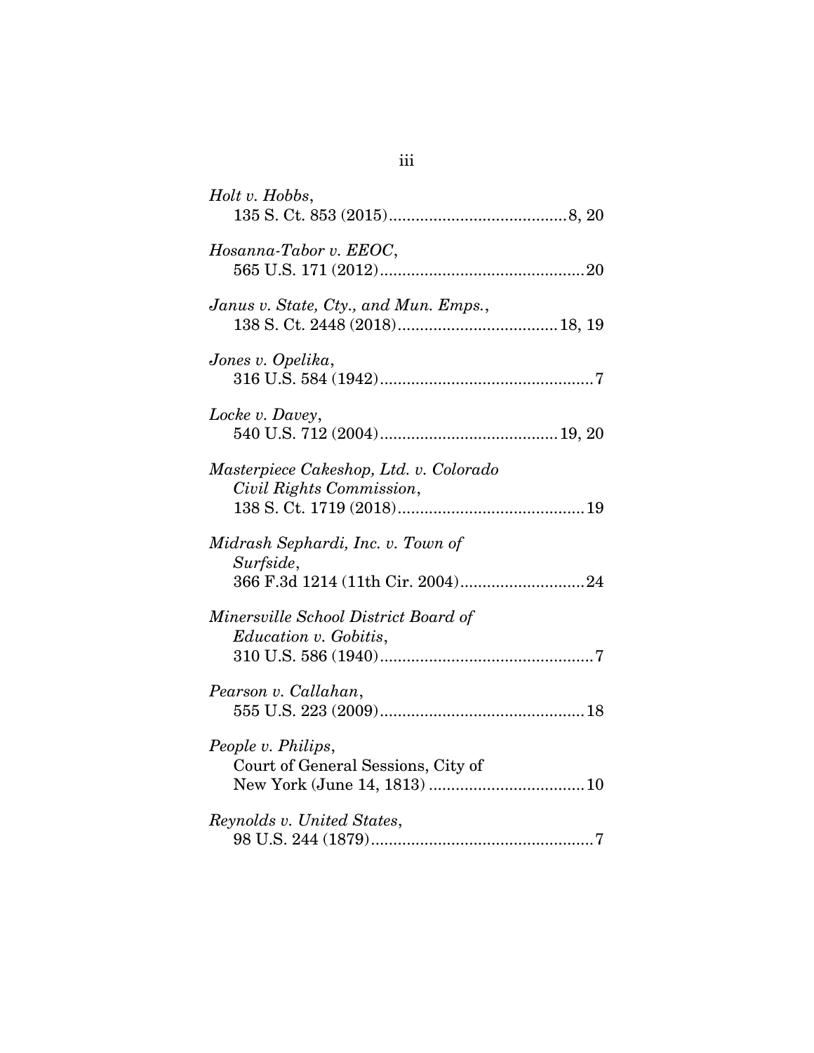*Holt v. Hobbs*,
135 S. Ct. 853 (2015)........................................8, 20

*Hosanna-Tabor v. EEOC*,
565 U.S. 171 (2012).............................................20

*Janus v. State, Cty., and Mun. Emps.*,
138 S. Ct. 2448 (2018)....................................18, 19

*Jones v. Opelika*,
316 U.S. 584 (1942)................................................7

*Locke v. Davey*,
540 U.S. 712 (2004)........................................19, 20

*Masterpiece Cakeshop, Ltd. v. Colorado Civil Rights Commission*,
138 S. Ct. 1719 (2018)..........................................19

*Midrash Sephardi, Inc. v. Town of Surfside*,
366 F.3d 1214 (11th Cir. 2004)............................24

*Minersville School District Board of Education v. Gobitis*,
310 U.S. 586 (1940)................................................7

*Pearson v. Callahan*,
555 U.S. 223 (2009).............................................18

*People v. Philips*,
Court of General Sessions, City of New York (June 14, 1813) ..................................10

*Reynolds v. United States*,
98 U.S. 244 (1879)..................................................7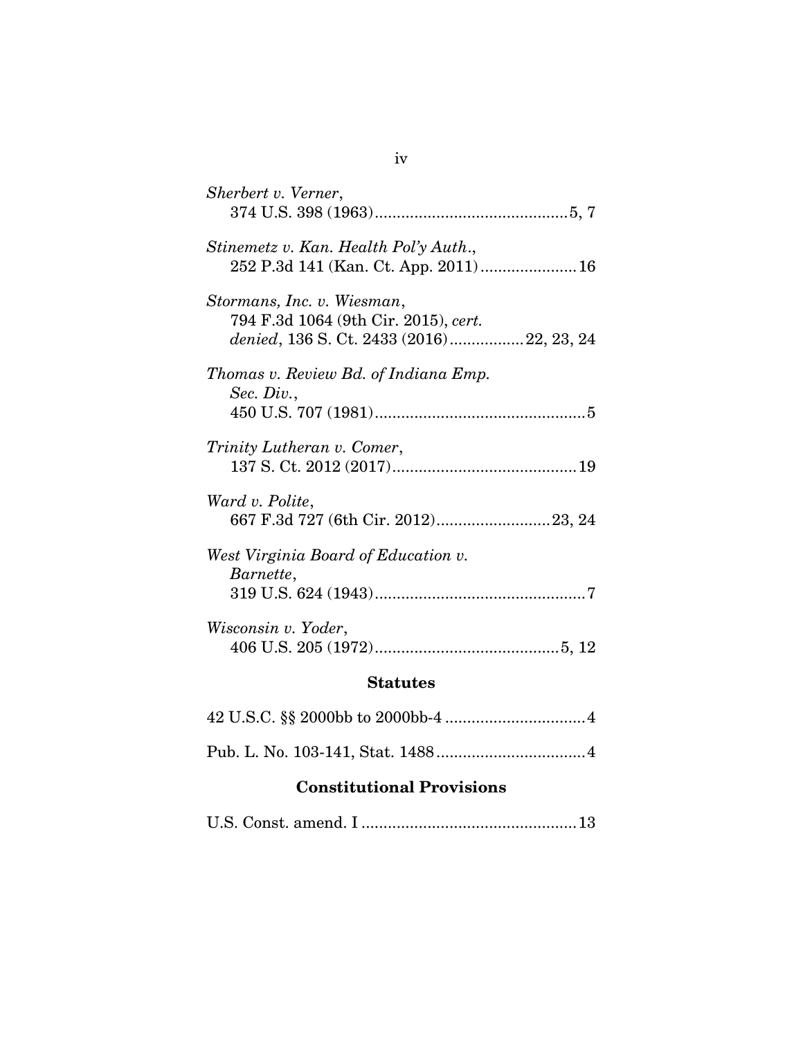*Sherbert v. Verner*,
374 U.S. 398 (1963)............................................5, 7

*Stinemetz v. Kan. Health Pol'y Auth.*,
252 P.3d 141 (Kan. Ct. App. 2011)......................16

*Stormans, Inc. v. Wiesman*,
794 F.3d 1064 (9th Cir. 2015), *cert. denied*, 136 S. Ct. 2433 (2016).................22, 23, 24

*Thomas v. Review Bd. of Indiana Emp. Sec. Div.*,
450 U.S. 707 (1981)................................................5

*Trinity Lutheran v. Comer*,
137 S. Ct. 2012 (2017)..........................................19

*Ward v. Polite*,
667 F.3d 727 (6th Cir. 2012)..........................23, 24

*West Virginia Board of Education v. Barnette*,
319 U.S. 624 (1943)................................................7

*Wisconsin v. Yoder*,
406 U.S. 205 (1972)..........................................5, 12

## Statutes

42 U.S.C. §§ 2000bb to 2000bb-4 ................................4

Pub. L. No. 103-141, Stat. 1488..................................4

## Constitutional Provisions

U.S. Const. amend. I .................................................13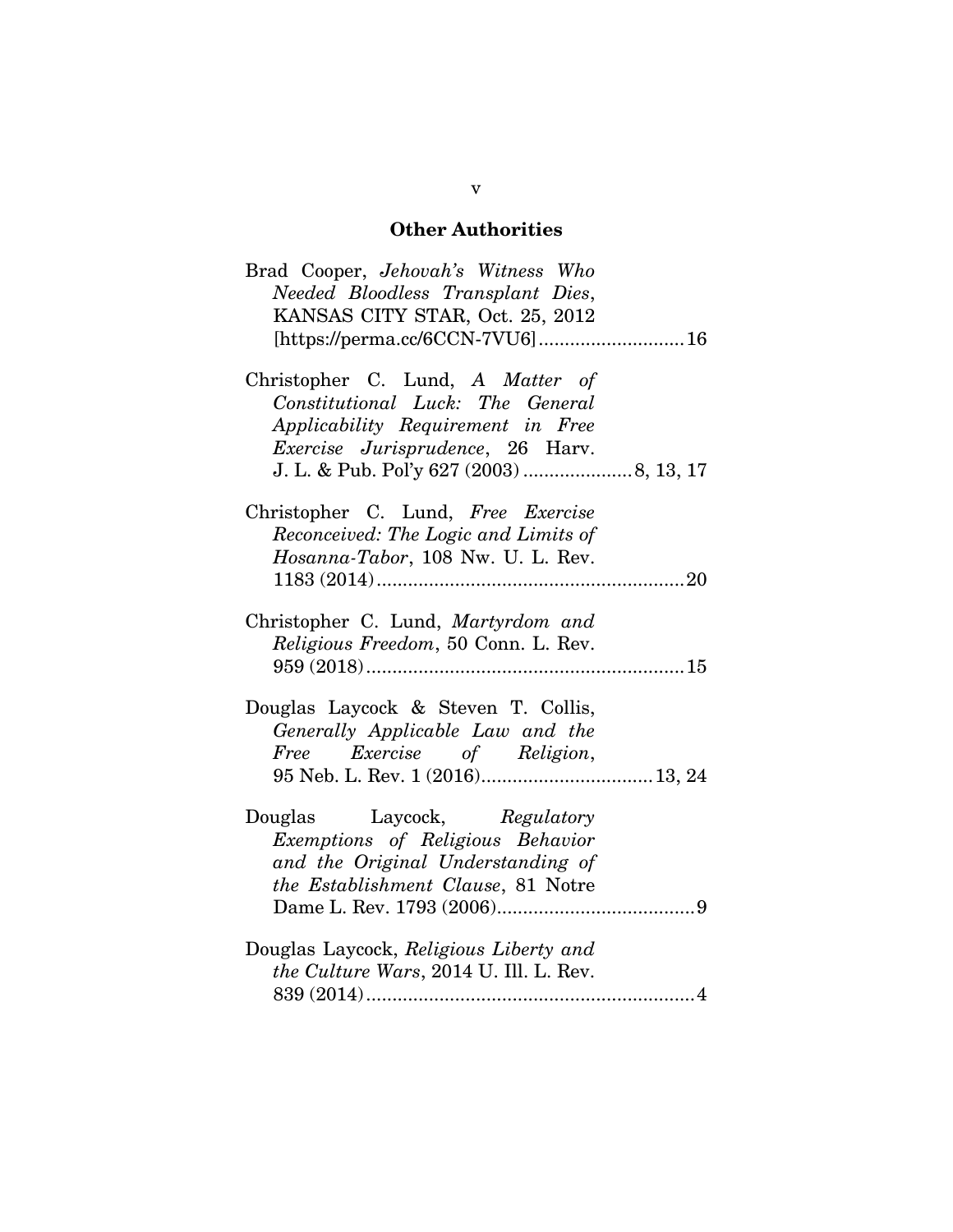## Other Authorities

Brad Cooper, *Jehovah's Witness Who Needed Bloodless Transplant Dies*, KANSAS CITY STAR, Oct. 25, 2012 [https://perma.cc/6CCN-7VU6] ............................ 16

Christopher C. Lund, *A Matter of Constitutional Luck: The General Applicability Requirement in Free Exercise Jurisprudence*, 26 Harv. J. L. & Pub. Pol'y 627 (2003) ..................... 8, 13, 17

Christopher C. Lund, *Free Exercise Reconceived: The Logic and Limits of Hosanna-Tabor*, 108 Nw. U. L. Rev. 1183 (2014) .......................................................... 20

Christopher C. Lund, *Martyrdom and Religious Freedom*, 50 Conn. L. Rev. 959 (2018) ............................................................ 15

Douglas Laycock & Steven T. Collis, *Generally Applicable Law and the Free Exercise of Religion*, 95 Neb. L. Rev. 1 (2016) ................................. 13, 24

Douglas Laycock, *Regulatory Exemptions of Religious Behavior and the Original Understanding of the Establishment Clause*, 81 Notre Dame L. Rev. 1793 (2006) ...................................... 9

Douglas Laycock, *Religious Liberty and the Culture Wars*, 2014 U. Ill. L. Rev. 839 (2014) ............................................................... 4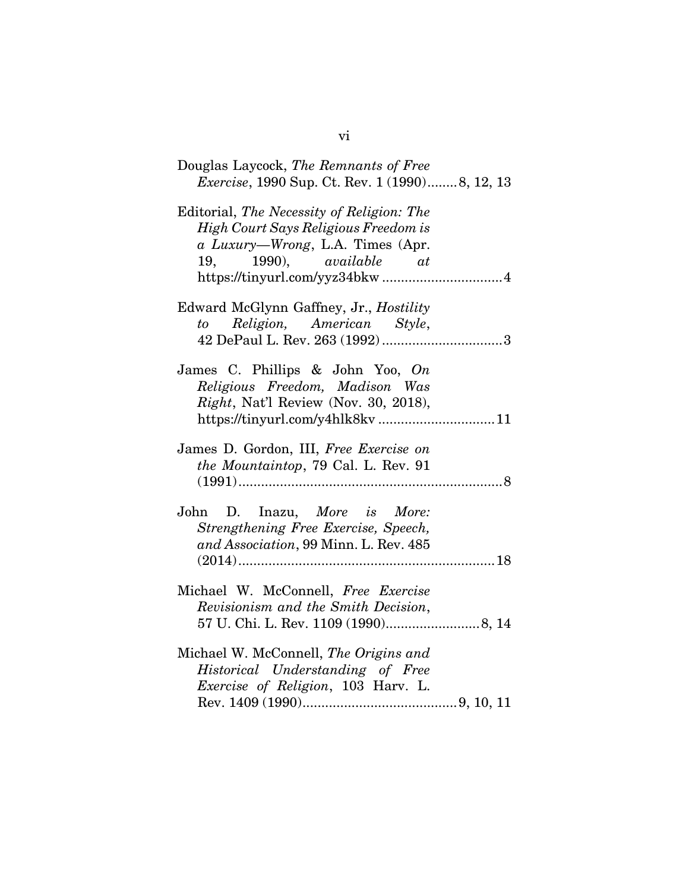Douglas Laycock, *The Remnants of Free Exercise*, 1990 Sup. Ct. Rev. 1 (1990)........8, 12, 13

Editorial, *The Necessity of Religion: The High Court Says Religious Freedom is a Luxury—Wrong*, L.A. Times (Apr. 19, 1990), *available at* https://tinyurl.com/yyz34bkw ................................4

Edward McGlynn Gaffney, Jr., *Hostility to Religion, American Style*, 42 DePaul L. Rev. 263 (1992)................................3

James C. Phillips & John Yoo, *On Religious Freedom, Madison Was Right*, Nat'l Review (Nov. 30, 2018), https://tinyurl.com/y4hlk8kv ...............................11

James D. Gordon, III, *Free Exercise on the Mountaintop*, 79 Cal. L. Rev. 91 (1991)......................................................................8

John D. Inazu, *More is More: Strengthening Free Exercise, Speech, and Association*, 99 Minn. L. Rev. 485 (2014)....................................................................18

Michael W. McConnell, *Free Exercise Revisionism and the Smith Decision*, 57 U. Chi. L. Rev. 1109 (1990).........................8, 14

Michael W. McConnell, *The Origins and Historical Understanding of Free Exercise of Religion*, 103 Harv. L. Rev. 1409 (1990).........................................9, 10, 11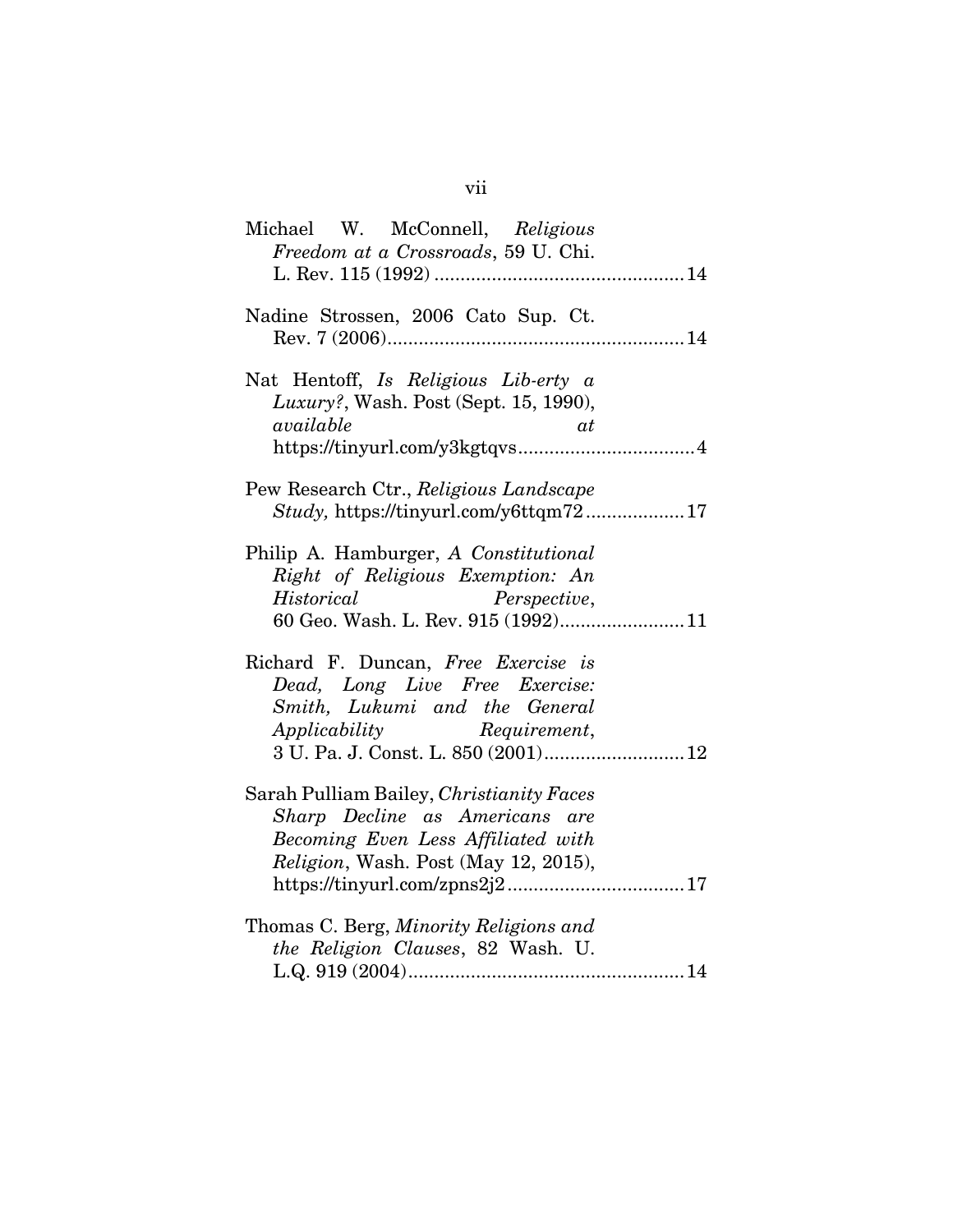Michael W. McConnell, *Religious Freedom at a Crossroads*, 59 U. Chi. L. Rev. 115 (1992) ................................................ 14

Nadine Strossen, 2006 Cato Sup. Ct. Rev. 7 (2006)........................................................ 14

Nat Hentoff, *Is Religious Lib-erty a Luxury?*, Wash. Post (Sept. 15, 1990), *available at* https://tinyurl.com/y3kgtqvs.................................. 4

Pew Research Ctr., *Religious Landscape Study,* https://tinyurl.com/y6ttqm72 ................... 17

Philip A. Hamburger, *A Constitutional Right of Religious Exemption: An Historical Perspective*, 60 Geo. Wash. L. Rev. 915 (1992)........................ 11

Richard F. Duncan, *Free Exercise is Dead, Long Live Free Exercise: Smith, Lukumi and the General Applicability Requirement*, 3 U. Pa. J. Const. L. 850 (2001)........................... 12

Sarah Pulliam Bailey, *Christianity Faces Sharp Decline as Americans are Becoming Even Less Affiliated with Religion*, Wash. Post (May 12, 2015), https://tinyurl.com/zpns2j2.................................. 17

Thomas C. Berg, *Minority Religions and the Religion Clauses*, 82 Wash. U. L.Q. 919 (2004)..................................................... 14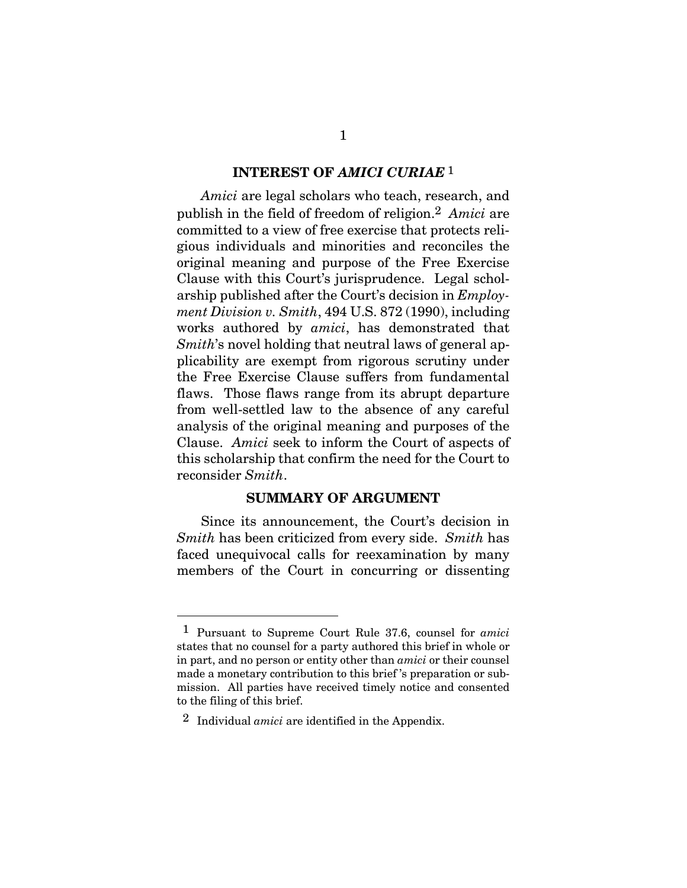## INTEREST OF *AMICI CURIAE* [1]

*Amici* are legal scholars who teach, research, and publish in the field of freedom of religion.[2] *Amici* are committed to a view of free exercise that protects religious individuals and minorities and reconciles the original meaning and purpose of the Free Exercise Clause with this Court's jurisprudence. Legal scholarship published after the Court's decision in *Employment Division v. Smith*, 494 U.S. 872 (1990), including works authored by *amici*, has demonstrated that *Smith*'s novel holding that neutral laws of general applicability are exempt from rigorous scrutiny under the Free Exercise Clause suffers from fundamental flaws. Those flaws range from its abrupt departure from well-settled law to the absence of any careful analysis of the original meaning and purposes of the Clause. *Amici* seek to inform the Court of aspects of this scholarship that confirm the need for the Court to reconsider *Smith*.

## SUMMARY OF ARGUMENT

Since its announcement, the Court's decision in *Smith* has been criticized from every side. *Smith* has faced unequivocal calls for reexamination by many members of the Court in concurring or dissenting

---

[1] Pursuant to Supreme Court Rule 37.6, counsel for *amici* states that no counsel for a party authored this brief in whole or in part, and no person or entity other than *amici* or their counsel made a monetary contribution to this brief's preparation or submission. All parties have received timely notice and consented to the filing of this brief.

[2] Individual *amici* are identified in the Appendix.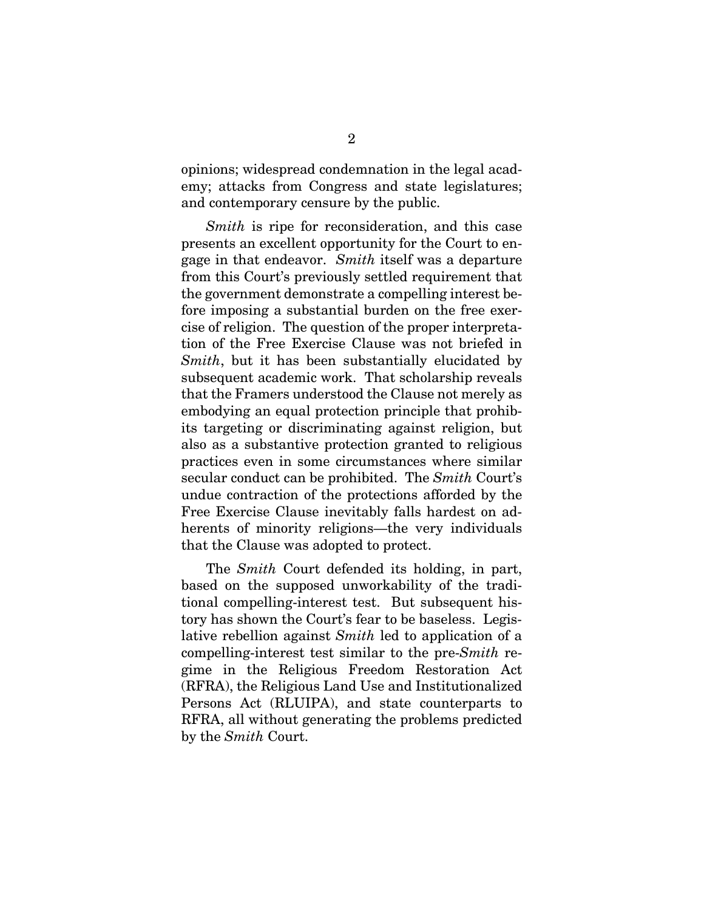opinions; widespread condemnation in the legal academy; attacks from Congress and state legislatures; and contemporary censure by the public.

*Smith* is ripe for reconsideration, and this case presents an excellent opportunity for the Court to engage in that endeavor. *Smith* itself was a departure from this Court's previously settled requirement that the government demonstrate a compelling interest before imposing a substantial burden on the free exercise of religion. The question of the proper interpretation of the Free Exercise Clause was not briefed in *Smith*, but it has been substantially elucidated by subsequent academic work. That scholarship reveals that the Framers understood the Clause not merely as embodying an equal protection principle that prohibits targeting or discriminating against religion, but also as a substantive protection granted to religious practices even in some circumstances where similar secular conduct can be prohibited. The *Smith* Court's undue contraction of the protections afforded by the Free Exercise Clause inevitably falls hardest on adherents of minority religions—the very individuals that the Clause was adopted to protect.

The *Smith* Court defended its holding, in part, based on the supposed unworkability of the traditional compelling-interest test. But subsequent history has shown the Court's fear to be baseless. Legislative rebellion against *Smith* led to application of a compelling-interest test similar to the pre-*Smith* regime in the Religious Freedom Restoration Act (RFRA), the Religious Land Use and Institutionalized Persons Act (RLUIPA), and state counterparts to RFRA, all without generating the problems predicted by the *Smith* Court.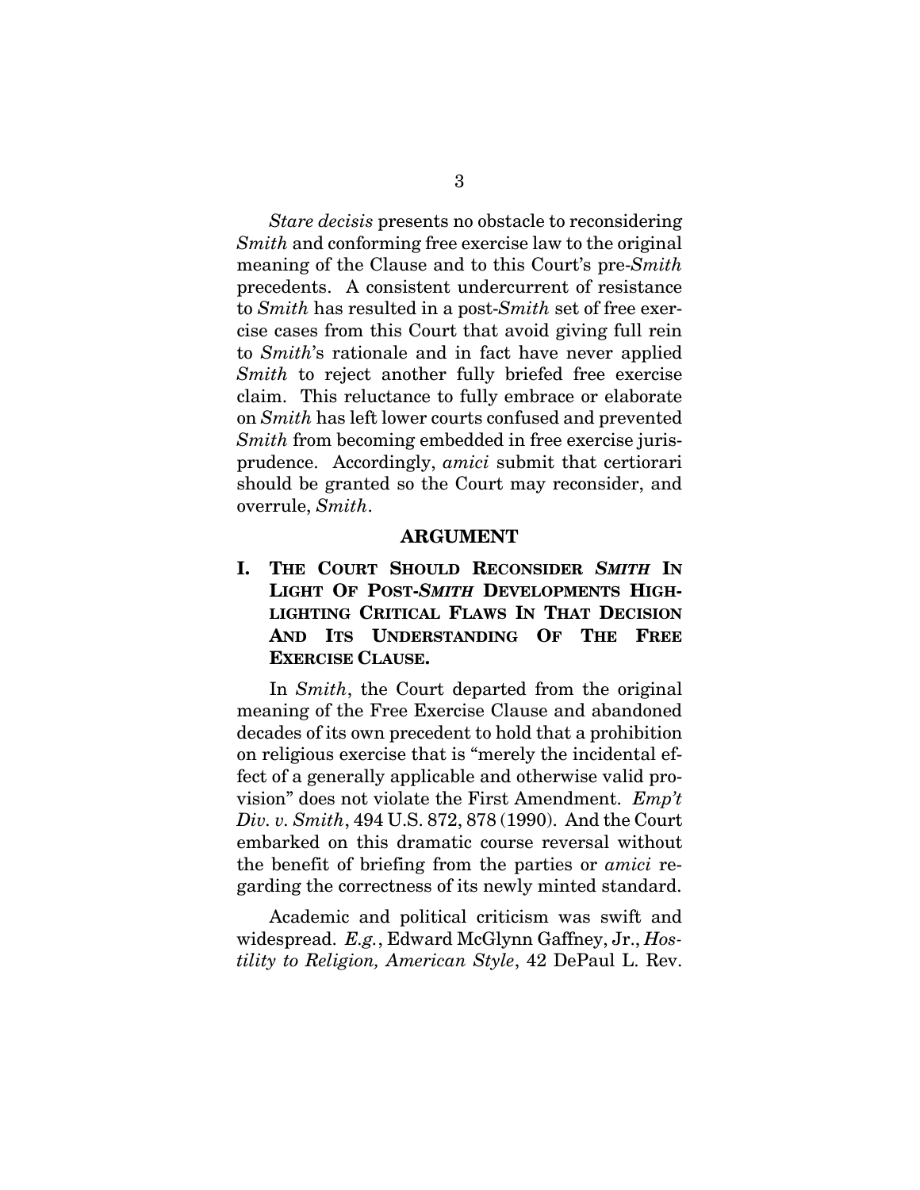*Stare decisis* presents no obstacle to reconsidering *Smith* and conforming free exercise law to the original meaning of the Clause and to this Court's pre-*Smith* precedents. A consistent undercurrent of resistance to *Smith* has resulted in a post-*Smith* set of free exercise cases from this Court that avoid giving full rein to *Smith*'s rationale and in fact have never applied *Smith* to reject another fully briefed free exercise claim. This reluctance to fully embrace or elaborate on *Smith* has left lower courts confused and prevented *Smith* from becoming embedded in free exercise jurisprudence. Accordingly, *amici* submit that certiorari should be granted so the Court may reconsider, and overrule, *Smith*.

## ARGUMENT

### I. THE COURT SHOULD RECONSIDER *SMITH* IN LIGHT OF POST-*SMITH* DEVELOPMENTS HIGHLIGHTING CRITICAL FLAWS IN THAT DECISION AND ITS UNDERSTANDING OF THE FREE EXERCISE CLAUSE.

In *Smith*, the Court departed from the original meaning of the Free Exercise Clause and abandoned decades of its own precedent to hold that a prohibition on religious exercise that is "merely the incidental effect of a generally applicable and otherwise valid provision" does not violate the First Amendment. *Emp't Div. v. Smith*, 494 U.S. 872, 878 (1990). And the Court embarked on this dramatic course reversal without the benefit of briefing from the parties or *amici* regarding the correctness of its newly minted standard.

Academic and political criticism was swift and widespread. *E.g.*, Edward McGlynn Gaffney, Jr., *Hostility to Religion, American Style*, 42 DePaul L. Rev.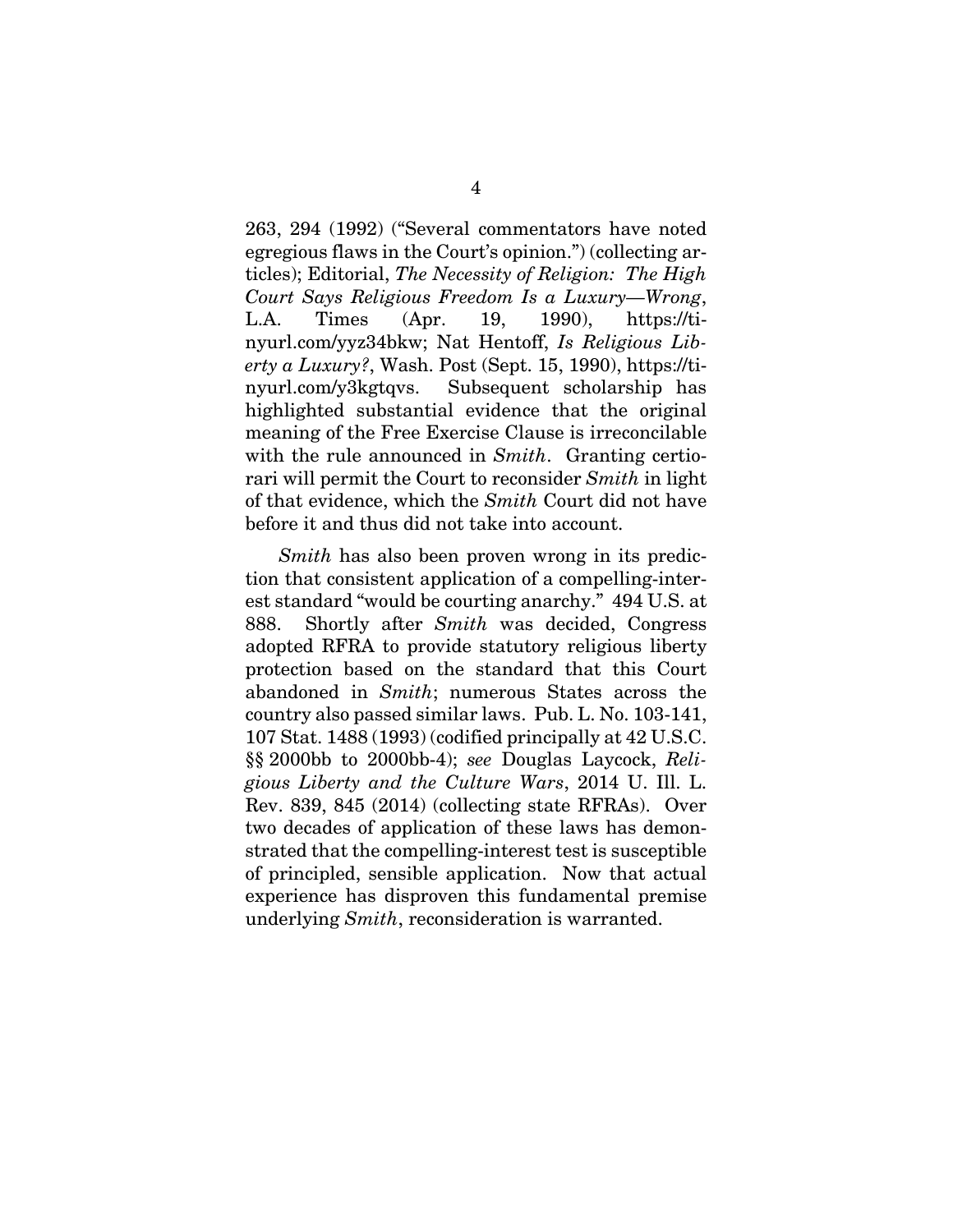263, 294 (1992) ("Several commentators have noted egregious flaws in the Court's opinion.") (collecting articles); Editorial, *The Necessity of Religion: The High Court Says Religious Freedom Is a Luxury—Wrong*, L.A. Times (Apr. 19, 1990), https://tinyurl.com/yyz34bkw; Nat Hentoff, *Is Religious Liberty a Luxury?*, Wash. Post (Sept. 15, 1990), https://tinyurl.com/y3kgtqvs. Subsequent scholarship has highlighted substantial evidence that the original meaning of the Free Exercise Clause is irreconcilable with the rule announced in *Smith*. Granting certiorari will permit the Court to reconsider *Smith* in light of that evidence, which the *Smith* Court did not have before it and thus did not take into account.

*Smith* has also been proven wrong in its prediction that consistent application of a compelling-interest standard "would be courting anarchy." 494 U.S. at 888. Shortly after *Smith* was decided, Congress adopted RFRA to provide statutory religious liberty protection based on the standard that this Court abandoned in *Smith*; numerous States across the country also passed similar laws. Pub. L. No. 103-141, 107 Stat. 1488 (1993) (codified principally at 42 U.S.C. §§ 2000bb to 2000bb-4); *see* Douglas Laycock, *Religious Liberty and the Culture Wars*, 2014 U. Ill. L. Rev. 839, 845 (2014) (collecting state RFRAs). Over two decades of application of these laws has demonstrated that the compelling-interest test is susceptible of principled, sensible application. Now that actual experience has disproven this fundamental premise underlying *Smith*, reconsideration is warranted.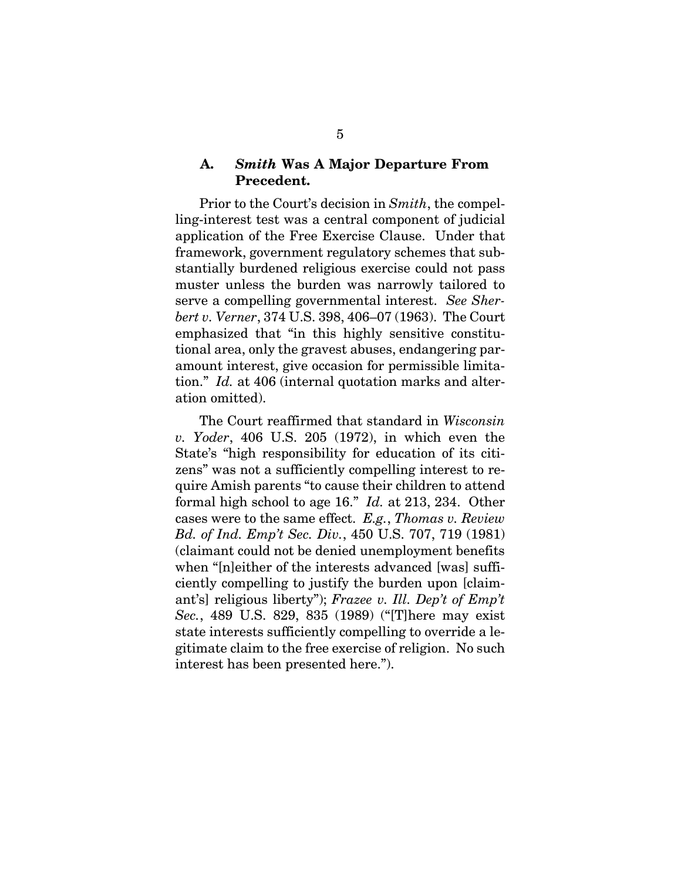### A. *Smith* Was A Major Departure From Precedent.

Prior to the Court's decision in *Smith*, the compelling-interest test was a central component of judicial application of the Free Exercise Clause. Under that framework, government regulatory schemes that substantially burdened religious exercise could not pass muster unless the burden was narrowly tailored to serve a compelling governmental interest. *See Sherbert v. Verner*, 374 U.S. 398, 406–07 (1963). The Court emphasized that "in this highly sensitive constitutional area, only the gravest abuses, endangering paramount interest, give occasion for permissible limitation." *Id.* at 406 (internal quotation marks and alteration omitted).

The Court reaffirmed that standard in *Wisconsin v. Yoder*, 406 U.S. 205 (1972), in which even the State's "high responsibility for education of its citizens" was not a sufficiently compelling interest to require Amish parents "to cause their children to attend formal high school to age 16." *Id.* at 213, 234. Other cases were to the same effect. *E.g.*, *Thomas v. Review Bd. of Ind. Emp't Sec. Div.*, 450 U.S. 707, 719 (1981) (claimant could not be denied unemployment benefits when "[n]either of the interests advanced [was] sufficiently compelling to justify the burden upon [claimant's] religious liberty"); *Frazee v. Ill. Dep't of Emp't Sec.*, 489 U.S. 829, 835 (1989) ("[T]here may exist state interests sufficiently compelling to override a legitimate claim to the free exercise of religion. No such interest has been presented here.").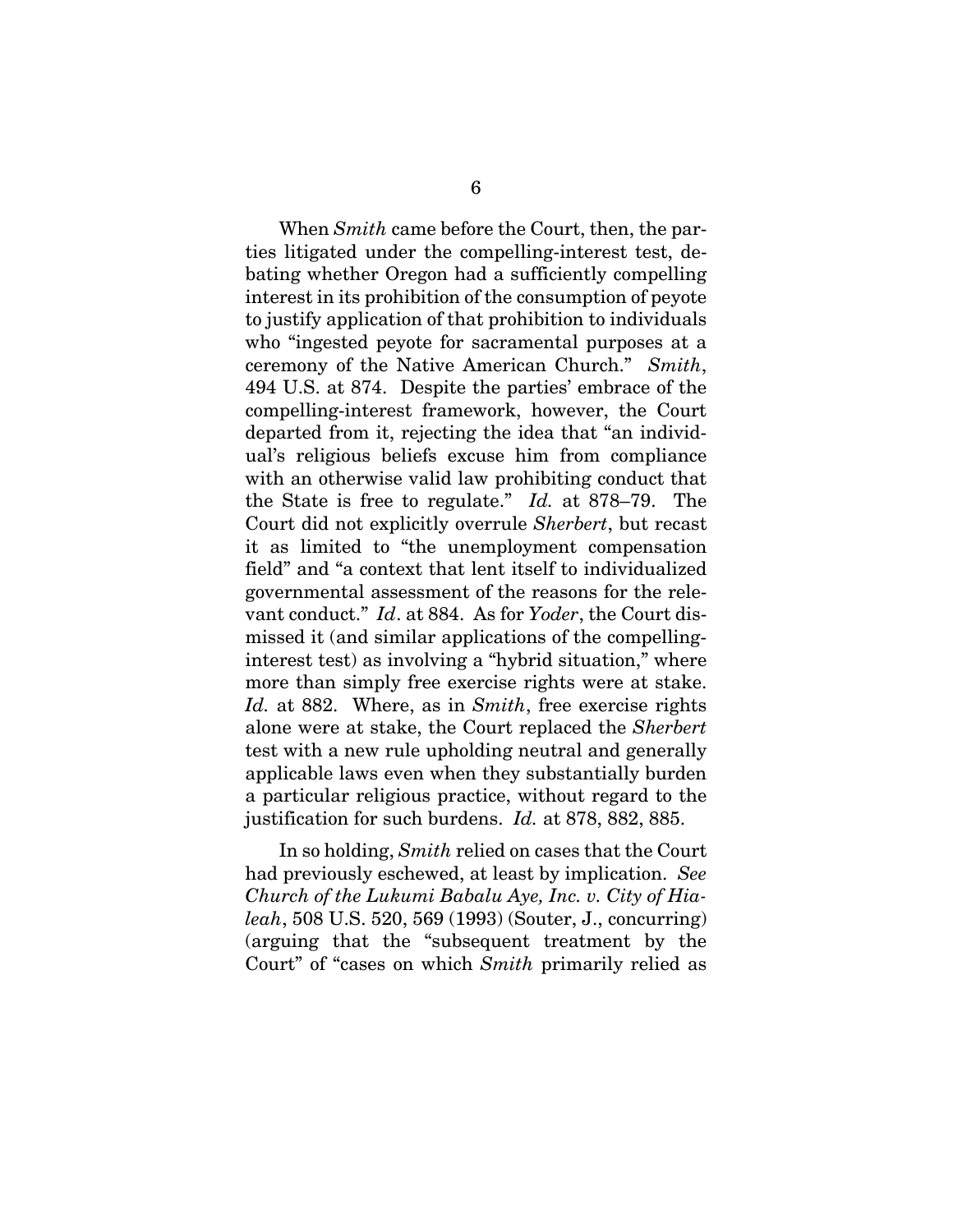When *Smith* came before the Court, then, the parties litigated under the compelling-interest test, debating whether Oregon had a sufficiently compelling interest in its prohibition of the consumption of peyote to justify application of that prohibition to individuals who "ingested peyote for sacramental purposes at a ceremony of the Native American Church." *Smith*, 494 U.S. at 874. Despite the parties' embrace of the compelling-interest framework, however, the Court departed from it, rejecting the idea that "an individual's religious beliefs excuse him from compliance with an otherwise valid law prohibiting conduct that the State is free to regulate." *Id.* at 878–79. The Court did not explicitly overrule *Sherbert*, but recast it as limited to "the unemployment compensation field" and "a context that lent itself to individualized governmental assessment of the reasons for the relevant conduct." *Id*. at 884. As for *Yoder*, the Court dismissed it (and similar applications of the compelling-interest test) as involving a "hybrid situation," where more than simply free exercise rights were at stake. *Id.* at 882. Where, as in *Smith*, free exercise rights alone were at stake, the Court replaced the *Sherbert* test with a new rule upholding neutral and generally applicable laws even when they substantially burden a particular religious practice, without regard to the justification for such burdens. *Id.* at 878, 882, 885.

In so holding, *Smith* relied on cases that the Court had previously eschewed, at least by implication. *See Church of the Lukumi Babalu Aye, Inc. v. City of Hialeah*, 508 U.S. 520, 569 (1993) (Souter, J., concurring) (arguing that the "subsequent treatment by the Court" of "cases on which *Smith* primarily relied as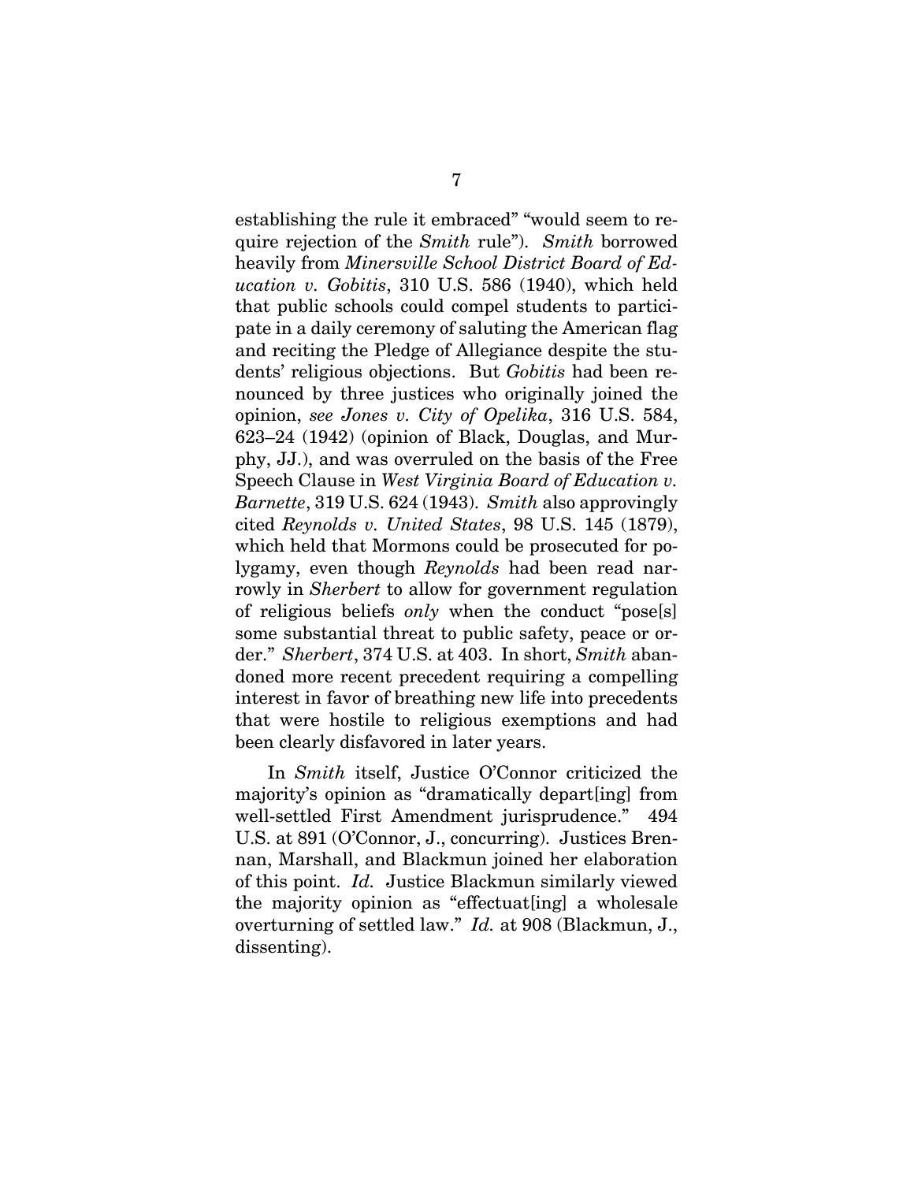establishing the rule it embraced" "would seem to require rejection of the *Smith* rule"). *Smith* borrowed heavily from *Minersville School District Board of Education v. Gobitis*, 310 U.S. 586 (1940), which held that public schools could compel students to participate in a daily ceremony of saluting the American flag and reciting the Pledge of Allegiance despite the students' religious objections. But *Gobitis* had been renounced by three justices who originally joined the opinion, *see Jones v. City of Opelika*, 316 U.S. 584, 623–24 (1942) (opinion of Black, Douglas, and Murphy, JJ.), and was overruled on the basis of the Free Speech Clause in *West Virginia Board of Education v. Barnette*, 319 U.S. 624 (1943). *Smith* also approvingly cited *Reynolds v. United States*, 98 U.S. 145 (1879), which held that Mormons could be prosecuted for polygamy, even though *Reynolds* had been read narrowly in *Sherbert* to allow for government regulation of religious beliefs *only* when the conduct "pose[s] some substantial threat to public safety, peace or order." *Sherbert*, 374 U.S. at 403. In short, *Smith* abandoned more recent precedent requiring a compelling interest in favor of breathing new life into precedents that were hostile to religious exemptions and had been clearly disfavored in later years.

In *Smith* itself, Justice O'Connor criticized the majority's opinion as "dramatically depart[ing] from well-settled First Amendment jurisprudence." 494 U.S. at 891 (O'Connor, J., concurring). Justices Brennan, Marshall, and Blackmun joined her elaboration of this point. *Id.* Justice Blackmun similarly viewed the majority opinion as "effectuat[ing] a wholesale overturning of settled law." *Id.* at 908 (Blackmun, J., dissenting).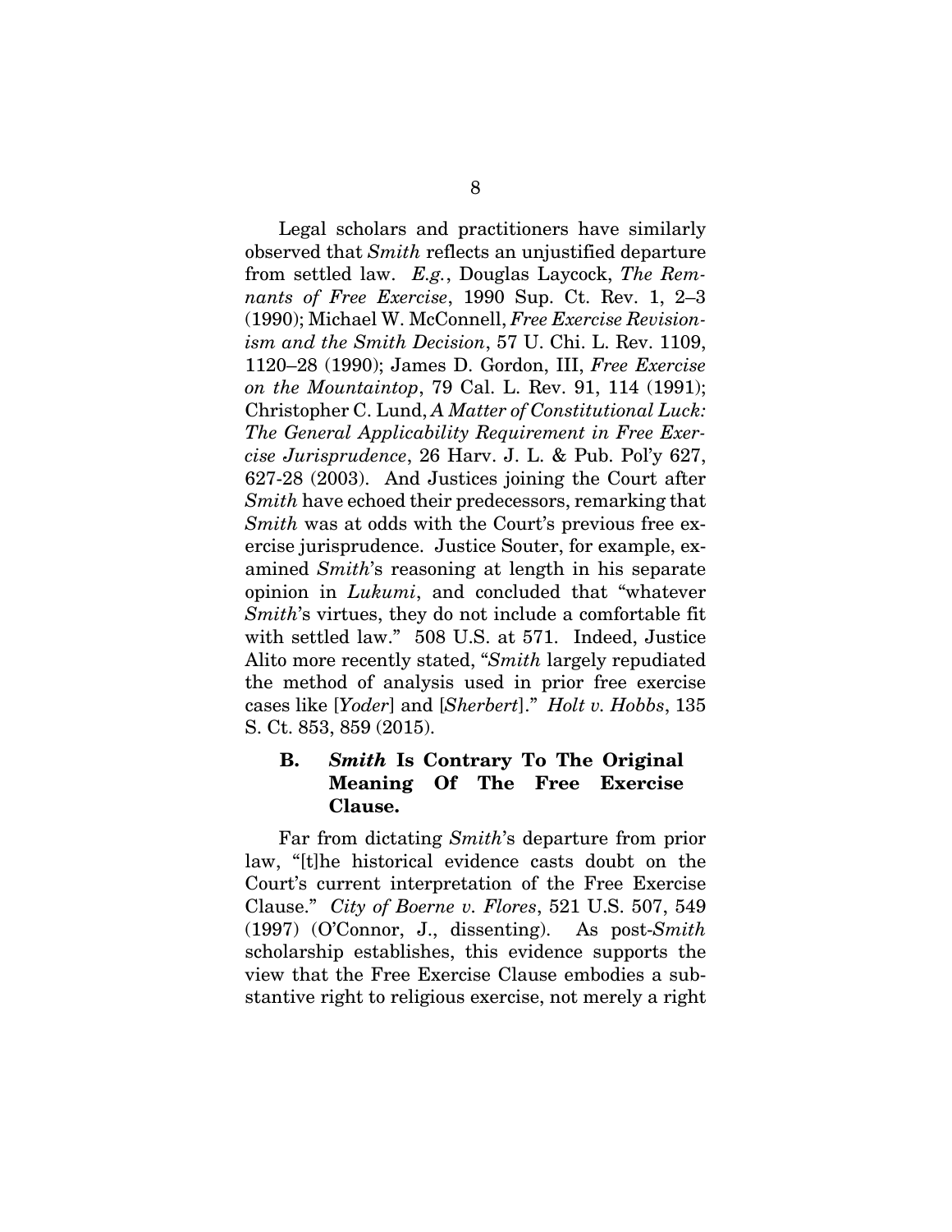Legal scholars and practitioners have similarly observed that *Smith* reflects an unjustified departure from settled law. *E.g.*, Douglas Laycock, *The Remnants of Free Exercise*, 1990 Sup. Ct. Rev. 1, 2–3 (1990); Michael W. McConnell, *Free Exercise Revisionism and the Smith Decision*, 57 U. Chi. L. Rev. 1109, 1120–28 (1990); James D. Gordon, III, *Free Exercise on the Mountaintop*, 79 Cal. L. Rev. 91, 114 (1991); Christopher C. Lund, *A Matter of Constitutional Luck: The General Applicability Requirement in Free Exercise Jurisprudence*, 26 Harv. J. L. & Pub. Pol'y 627, 627-28 (2003). And Justices joining the Court after *Smith* have echoed their predecessors, remarking that *Smith* was at odds with the Court's previous free exercise jurisprudence. Justice Souter, for example, examined *Smith*'s reasoning at length in his separate opinion in *Lukumi*, and concluded that "whatever *Smith*'s virtues, they do not include a comfortable fit with settled law." 508 U.S. at 571. Indeed, Justice Alito more recently stated, "*Smith* largely repudiated the method of analysis used in prior free exercise cases like [*Yoder*] and [*Sherbert*]." *Holt v. Hobbs*, 135 S. Ct. 853, 859 (2015).

### B. *Smith* Is Contrary To The Original Meaning Of The Free Exercise Clause.

Far from dictating *Smith*'s departure from prior law, "[t]he historical evidence casts doubt on the Court's current interpretation of the Free Exercise Clause." *City of Boerne v. Flores*, 521 U.S. 507, 549 (1997) (O'Connor, J., dissenting). As post-*Smith* scholarship establishes, this evidence supports the view that the Free Exercise Clause embodies a substantive right to religious exercise, not merely a right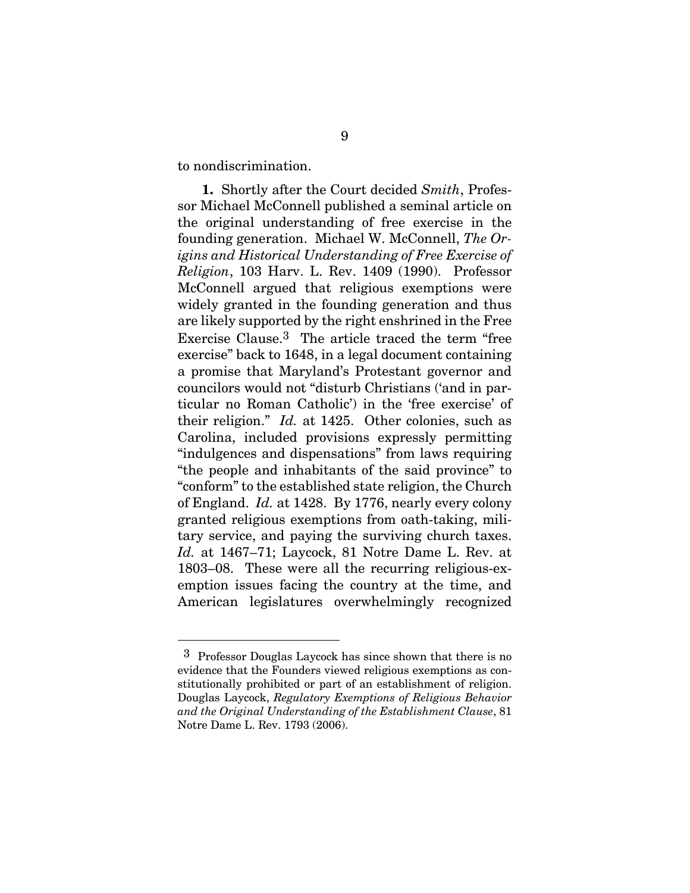to nondiscrimination.

**1.** Shortly after the Court decided *Smith*, Professor Michael McConnell published a seminal article on the original understanding of free exercise in the founding generation. Michael W. McConnell, *The Origins and Historical Understanding of Free Exercise of Religion*, 103 Harv. L. Rev. 1409 (1990). Professor McConnell argued that religious exemptions were widely granted in the founding generation and thus are likely supported by the right enshrined in the Free Exercise Clause.[3] The article traced the term "free exercise" back to 1648, in a legal document containing a promise that Maryland's Protestant governor and councilors would not "disturb Christians ('and in particular no Roman Catholic') in the 'free exercise' of their religion." *Id.* at 1425. Other colonies, such as Carolina, included provisions expressly permitting "indulgences and dispensations" from laws requiring "the people and inhabitants of the said province" to "conform" to the established state religion, the Church of England. *Id.* at 1428. By 1776, nearly every colony granted religious exemptions from oath-taking, military service, and paying the surviving church taxes. *Id.* at 1467–71; Laycock, 81 Notre Dame L. Rev. at 1803–08. These were all the recurring religious-exemption issues facing the country at the time, and American legislatures overwhelmingly recognized

---

[3] Professor Douglas Laycock has since shown that there is no evidence that the Founders viewed religious exemptions as constitutionally prohibited or part of an establishment of religion. Douglas Laycock, *Regulatory Exemptions of Religious Behavior and the Original Understanding of the Establishment Clause*, 81 Notre Dame L. Rev. 1793 (2006).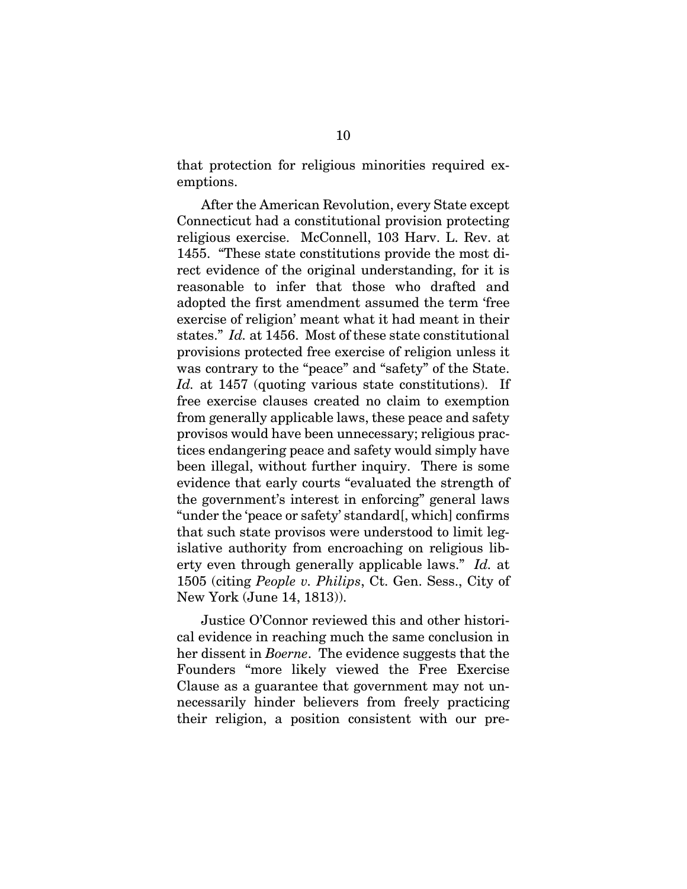that protection for religious minorities required exemptions.

After the American Revolution, every State except Connecticut had a constitutional provision protecting religious exercise. McConnell, 103 Harv. L. Rev. at 1455. "These state constitutions provide the most direct evidence of the original understanding, for it is reasonable to infer that those who drafted and adopted the first amendment assumed the term 'free exercise of religion' meant what it had meant in their states." *Id.* at 1456. Most of these state constitutional provisions protected free exercise of religion unless it was contrary to the "peace" and "safety" of the State. *Id.* at 1457 (quoting various state constitutions). If free exercise clauses created no claim to exemption from generally applicable laws, these peace and safety provisos would have been unnecessary; religious practices endangering peace and safety would simply have been illegal, without further inquiry. There is some evidence that early courts "evaluated the strength of the government's interest in enforcing" general laws "under the 'peace or safety' standard[, which] confirms that such state provisos were understood to limit legislative authority from encroaching on religious liberty even through generally applicable laws." *Id.* at 1505 (citing *People v. Philips*, Ct. Gen. Sess., City of New York (June 14, 1813)).

Justice O'Connor reviewed this and other historical evidence in reaching much the same conclusion in her dissent in *Boerne*. The evidence suggests that the Founders "more likely viewed the Free Exercise Clause as a guarantee that government may not unnecessarily hinder believers from freely practicing their religion, a position consistent with our pre-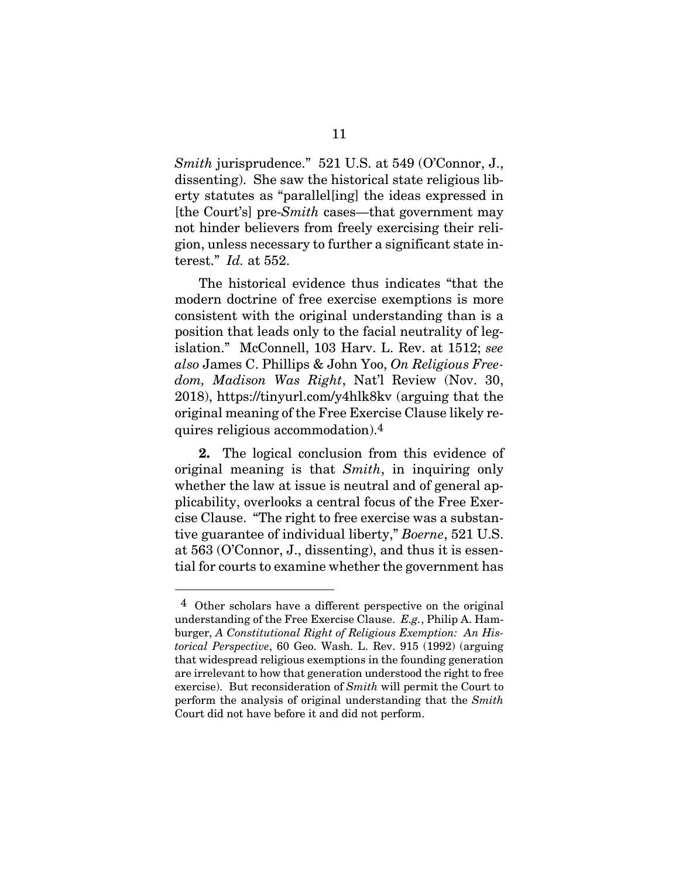*Smith* jurisprudence." 521 U.S. at 549 (O'Connor, J., dissenting). She saw the historical state religious liberty statutes as "parallel[ing] the ideas expressed in [the Court's] pre-*Smith* cases—that government may not hinder believers from freely exercising their religion, unless necessary to further a significant state interest." *Id.* at 552.

The historical evidence thus indicates "that the modern doctrine of free exercise exemptions is more consistent with the original understanding than is a position that leads only to the facial neutrality of legislation." McConnell, 103 Harv. L. Rev. at 1512; *see also* James C. Phillips & John Yoo, *On Religious Freedom, Madison Was Right*, Nat'l Review (Nov. 30, 2018), https://tinyurl.com/y4hlk8kv (arguing that the original meaning of the Free Exercise Clause likely requires religious accommodation).[4]

**2.** The logical conclusion from this evidence of original meaning is that *Smith*, in inquiring only whether the law at issue is neutral and of general applicability, overlooks a central focus of the Free Exercise Clause. "The right to free exercise was a substantive guarantee of individual liberty," *Boerne*, 521 U.S. at 563 (O'Connor, J., dissenting), and thus it is essential for courts to examine whether the government has

---

[4] Other scholars have a different perspective on the original understanding of the Free Exercise Clause. *E.g.*, Philip A. Hamburger, *A Constitutional Right of Religious Exemption: An Historical Perspective*, 60 Geo. Wash. L. Rev. 915 (1992) (arguing that widespread religious exemptions in the founding generation are irrelevant to how that generation understood the right to free exercise). But reconsideration of *Smith* will permit the Court to perform the analysis of original understanding that the *Smith* Court did not have before it and did not perform.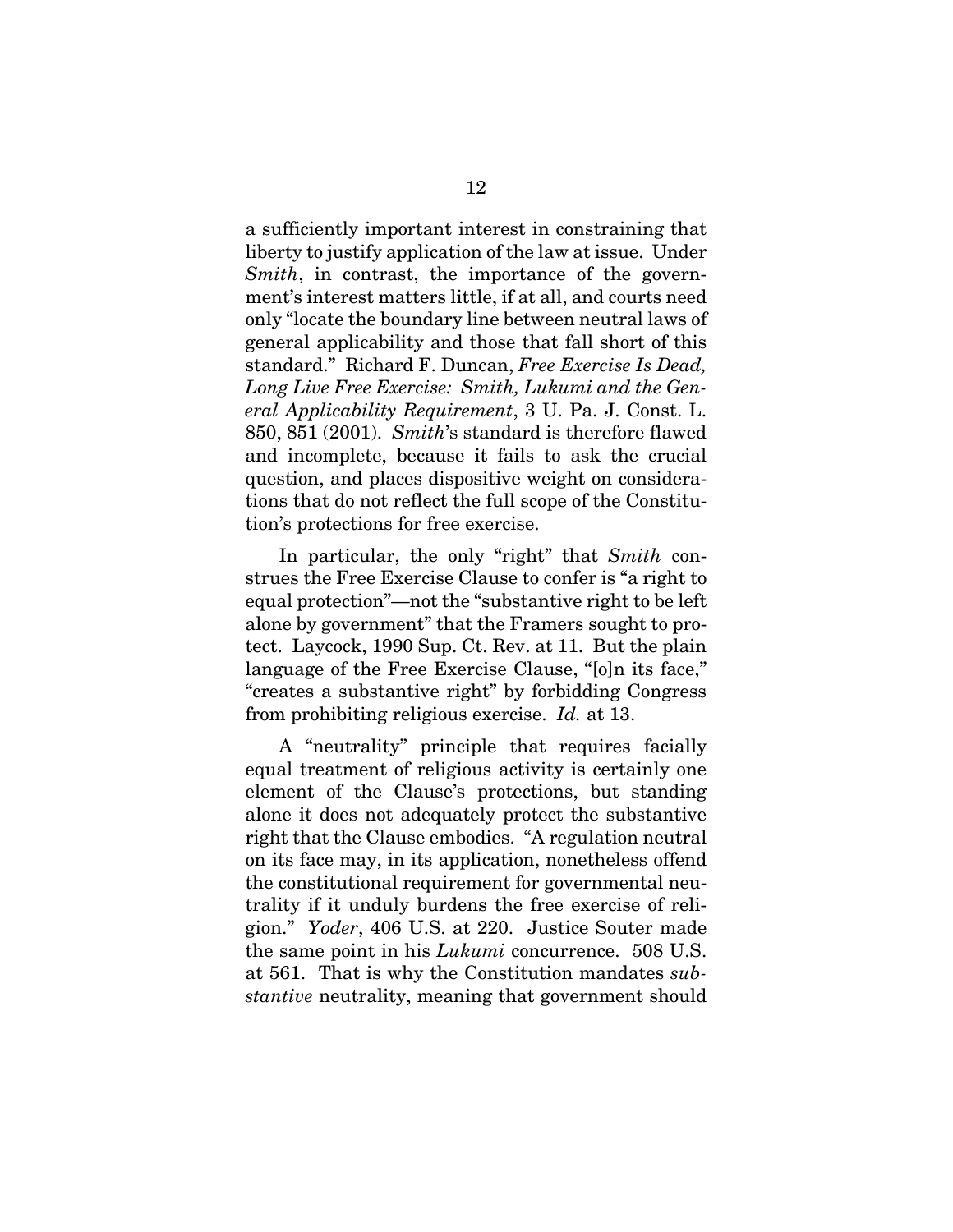a sufficiently important interest in constraining that liberty to justify application of the law at issue. Under *Smith*, in contrast, the importance of the government's interest matters little, if at all, and courts need only "locate the boundary line between neutral laws of general applicability and those that fall short of this standard." Richard F. Duncan, *Free Exercise Is Dead, Long Live Free Exercise: Smith, Lukumi and the General Applicability Requirement*, 3 U. Pa. J. Const. L. 850, 851 (2001). *Smith*'s standard is therefore flawed and incomplete, because it fails to ask the crucial question, and places dispositive weight on considerations that do not reflect the full scope of the Constitution's protections for free exercise.

In particular, the only "right" that *Smith* construes the Free Exercise Clause to confer is "a right to equal protection"—not the "substantive right to be left alone by government" that the Framers sought to protect. Laycock, 1990 Sup. Ct. Rev. at 11. But the plain language of the Free Exercise Clause, "[o]n its face," "creates a substantive right" by forbidding Congress from prohibiting religious exercise. *Id.* at 13.

A "neutrality" principle that requires facially equal treatment of religious activity is certainly one element of the Clause's protections, but standing alone it does not adequately protect the substantive right that the Clause embodies. "A regulation neutral on its face may, in its application, nonetheless offend the constitutional requirement for governmental neutrality if it unduly burdens the free exercise of religion." *Yoder*, 406 U.S. at 220. Justice Souter made the same point in his *Lukumi* concurrence. 508 U.S. at 561. That is why the Constitution mandates *substantive* neutrality, meaning that government should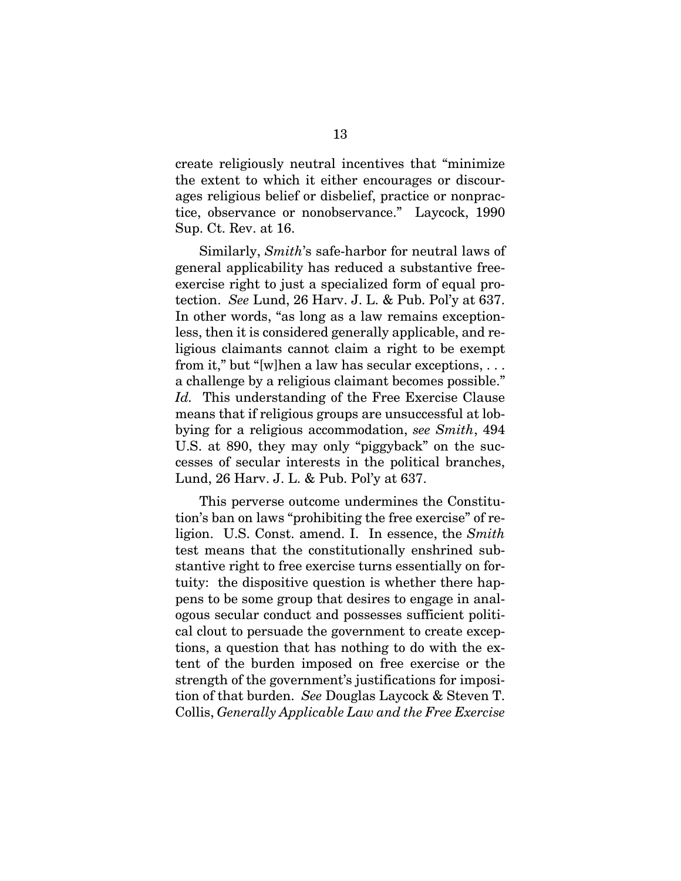create religiously neutral incentives that "minimize the extent to which it either encourages or discourages religious belief or disbelief, practice or nonpractice, observance or nonobservance." Laycock, 1990 Sup. Ct. Rev. at 16.

Similarly, *Smith*'s safe-harbor for neutral laws of general applicability has reduced a substantive free-exercise right to just a specialized form of equal protection. *See* Lund, 26 Harv. J. L. & Pub. Pol'y at 637. In other words, "as long as a law remains exceptionless, then it is considered generally applicable, and religious claimants cannot claim a right to be exempt from it," but "[w]hen a law has secular exceptions, . . . a challenge by a religious claimant becomes possible." *Id.* This understanding of the Free Exercise Clause means that if religious groups are unsuccessful at lobbying for a religious accommodation, *see Smith*, 494 U.S. at 890, they may only "piggyback" on the successes of secular interests in the political branches, Lund, 26 Harv. J. L. & Pub. Pol'y at 637.

This perverse outcome undermines the Constitution's ban on laws "prohibiting the free exercise" of religion. U.S. Const. amend. I. In essence, the *Smith* test means that the constitutionally enshrined substantive right to free exercise turns essentially on fortuity: the dispositive question is whether there happens to be some group that desires to engage in analogous secular conduct and possesses sufficient political clout to persuade the government to create exceptions, a question that has nothing to do with the extent of the burden imposed on free exercise or the strength of the government's justifications for imposition of that burden. *See* Douglas Laycock & Steven T. Collis, *Generally Applicable Law and the Free Exercise*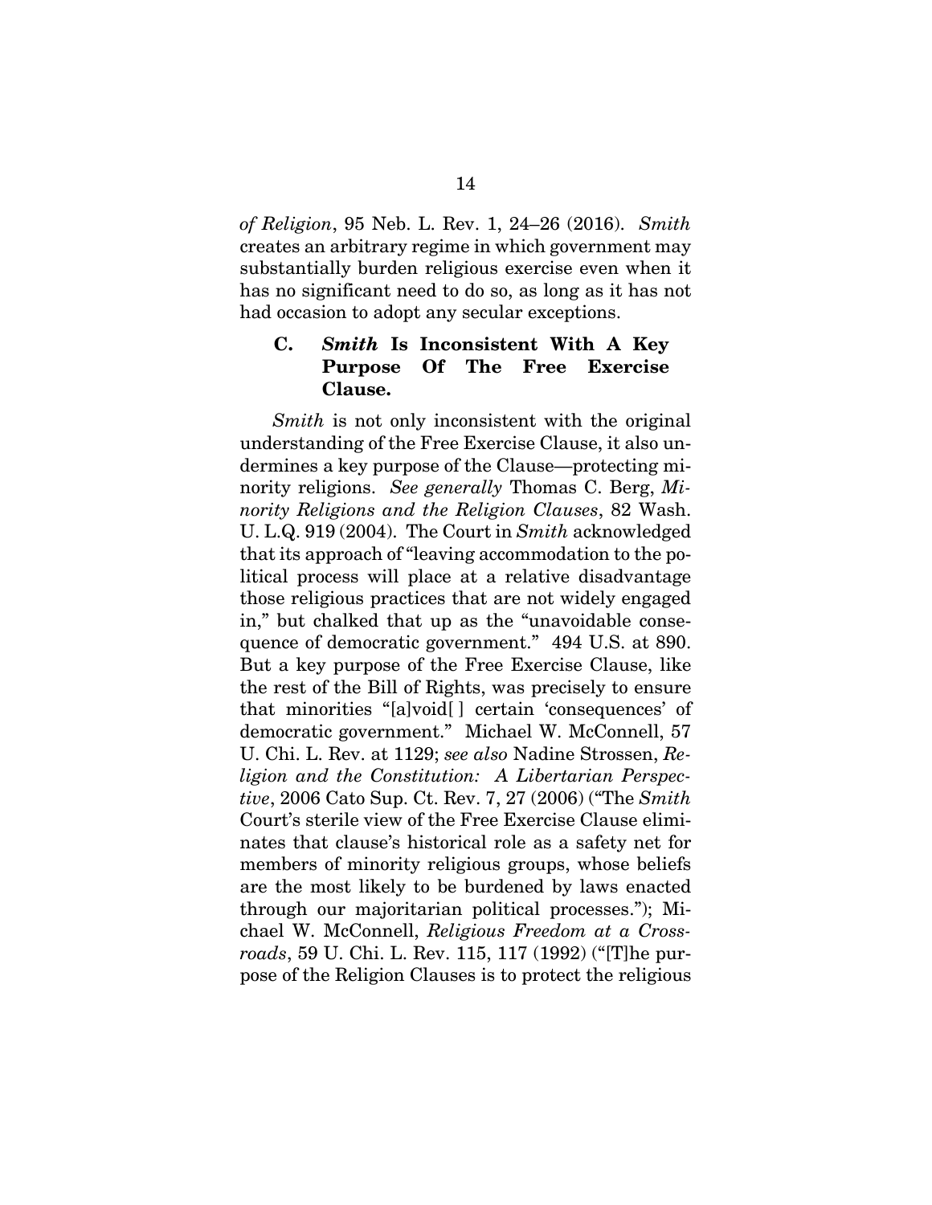*of Religion*, 95 Neb. L. Rev. 1, 24–26 (2016). *Smith* creates an arbitrary regime in which government may substantially burden religious exercise even when it has no significant need to do so, as long as it has not had occasion to adopt any secular exceptions.

### C. *Smith* Is Inconsistent With A Key Purpose Of The Free Exercise Clause.

*Smith* is not only inconsistent with the original understanding of the Free Exercise Clause, it also undermines a key purpose of the Clause—protecting minority religions. *See generally* Thomas C. Berg, *Minority Religions and the Religion Clauses*, 82 Wash. U. L.Q. 919 (2004). The Court in *Smith* acknowledged that its approach of "leaving accommodation to the political process will place at a relative disadvantage those religious practices that are not widely engaged in," but chalked that up as the "unavoidable consequence of democratic government." 494 U.S. at 890. But a key purpose of the Free Exercise Clause, like the rest of the Bill of Rights, was precisely to ensure that minorities "[a]void[ ] certain 'consequences' of democratic government." Michael W. McConnell, 57 U. Chi. L. Rev. at 1129; *see also* Nadine Strossen, *Religion and the Constitution: A Libertarian Perspective*, 2006 Cato Sup. Ct. Rev. 7, 27 (2006) ("The *Smith* Court's sterile view of the Free Exercise Clause eliminates that clause's historical role as a safety net for members of minority religious groups, whose beliefs are the most likely to be burdened by laws enacted through our majoritarian political processes."); Michael W. McConnell, *Religious Freedom at a Crossroads*, 59 U. Chi. L. Rev. 115, 117 (1992) ("[T]he purpose of the Religion Clauses is to protect the religious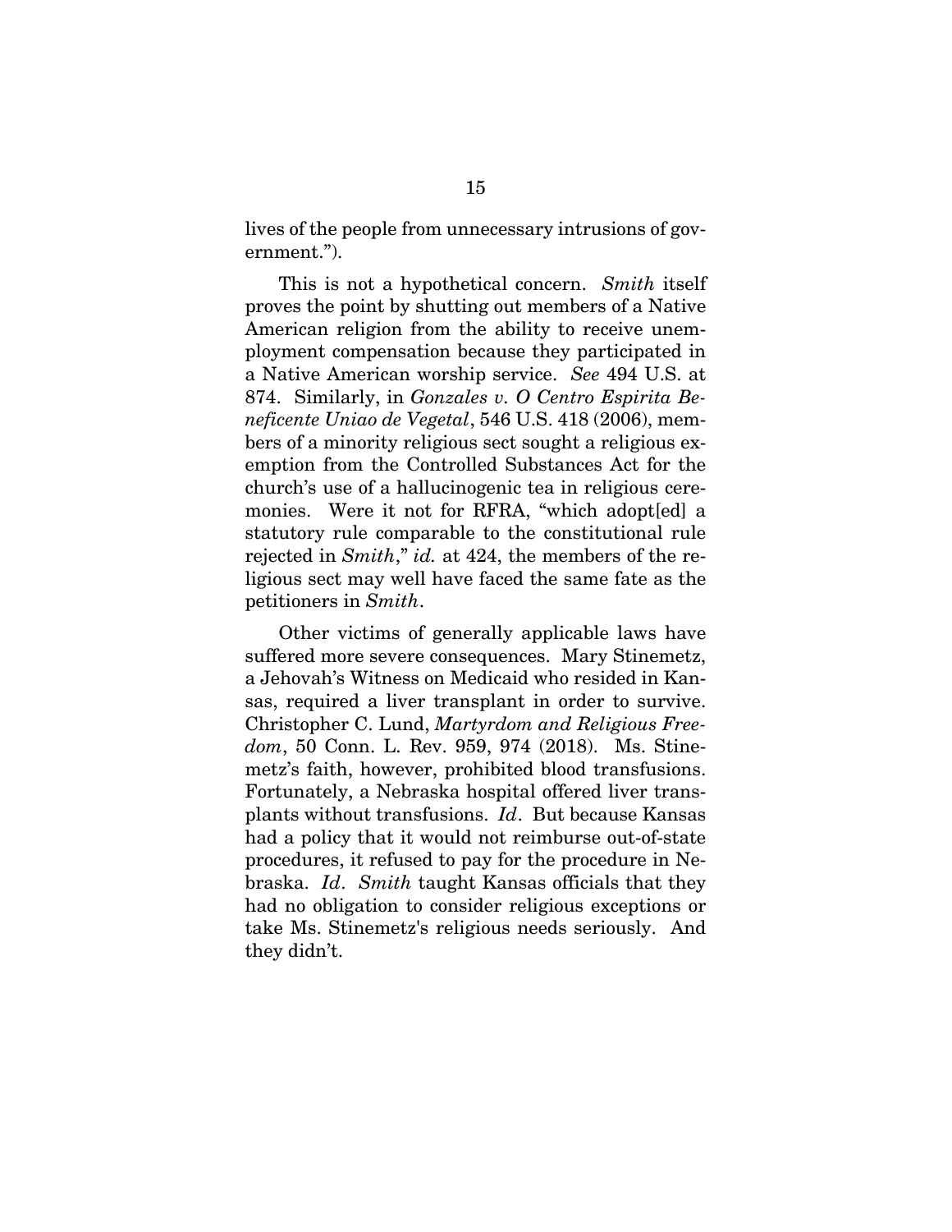lives of the people from unnecessary intrusions of government.").

This is not a hypothetical concern. *Smith* itself proves the point by shutting out members of a Native American religion from the ability to receive unemployment compensation because they participated in a Native American worship service. *See* 494 U.S. at 874. Similarly, in *Gonzales v. O Centro Espirita Beneficente Uniao de Vegetal*, 546 U.S. 418 (2006), members of a minority religious sect sought a religious exemption from the Controlled Substances Act for the church's use of a hallucinogenic tea in religious ceremonies. Were it not for RFRA, "which adopt[ed] a statutory rule comparable to the constitutional rule rejected in *Smith*," *id.* at 424, the members of the religious sect may well have faced the same fate as the petitioners in *Smith*.

Other victims of generally applicable laws have suffered more severe consequences. Mary Stinemetz, a Jehovah's Witness on Medicaid who resided in Kansas, required a liver transplant in order to survive. Christopher C. Lund, *Martyrdom and Religious Freedom*, 50 Conn. L. Rev. 959, 974 (2018). Ms. Stinemetz's faith, however, prohibited blood transfusions. Fortunately, a Nebraska hospital offered liver transplants without transfusions. *Id*. But because Kansas had a policy that it would not reimburse out-of-state procedures, it refused to pay for the procedure in Nebraska. *Id*. *Smith* taught Kansas officials that they had no obligation to consider religious exceptions or take Ms. Stinemetz's religious needs seriously. And they didn't.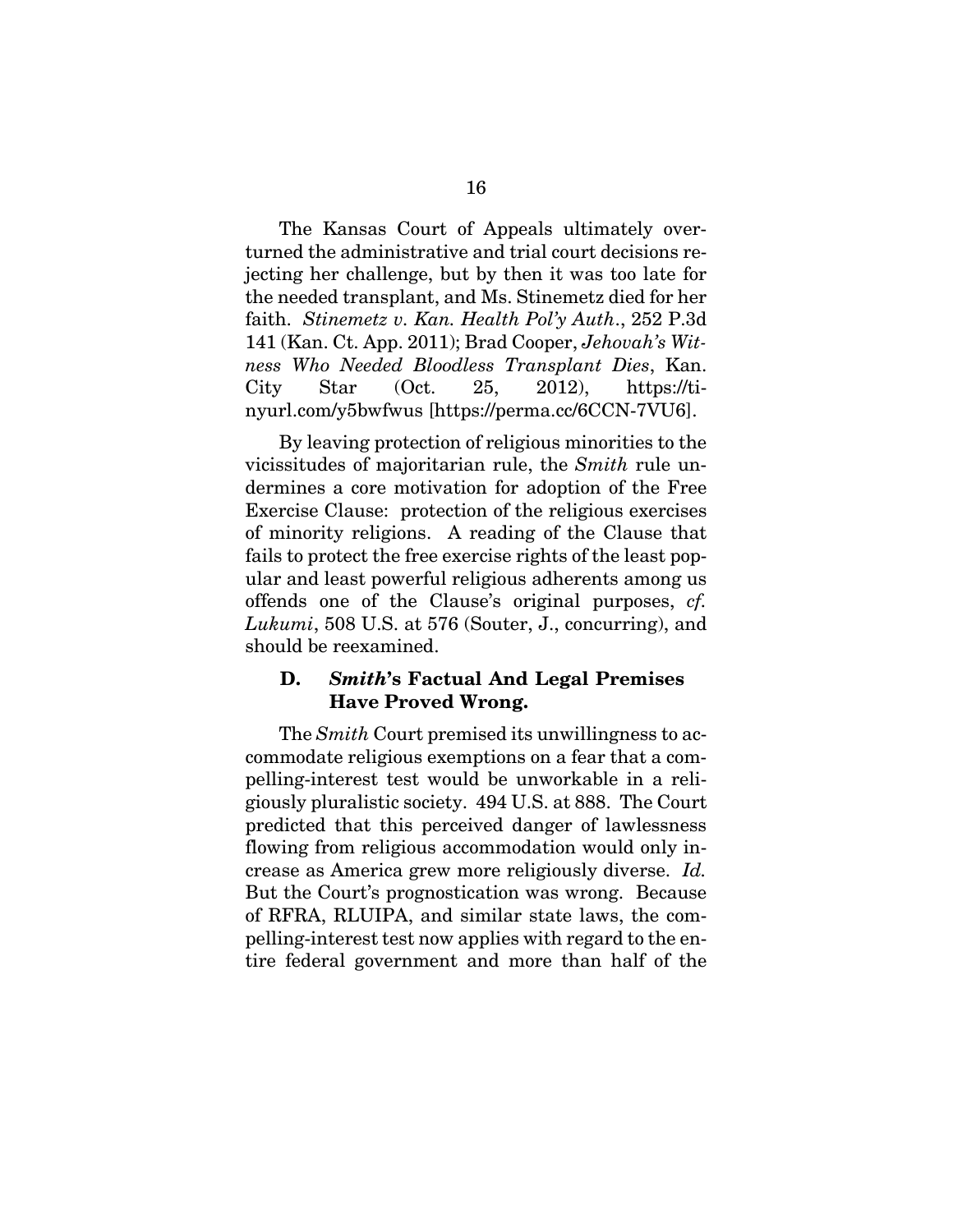The Kansas Court of Appeals ultimately overturned the administrative and trial court decisions rejecting her challenge, but by then it was too late for the needed transplant, and Ms. Stinemetz died for her faith. *Stinemetz v. Kan. Health Pol'y Auth.*, 252 P.3d 141 (Kan. Ct. App. 2011); Brad Cooper, *Jehovah's Witness Who Needed Bloodless Transplant Dies*, Kan. City Star (Oct. 25, 2012), https://tinyurl.com/y5bwfwus [https://perma.cc/6CCN-7VU6].

By leaving protection of religious minorities to the vicissitudes of majoritarian rule, the *Smith* rule undermines a core motivation for adoption of the Free Exercise Clause: protection of the religious exercises of minority religions. A reading of the Clause that fails to protect the free exercise rights of the least popular and least powerful religious adherents among us offends one of the Clause's original purposes, *cf. Lukumi*, 508 U.S. at 576 (Souter, J., concurring), and should be reexamined.

### D. *Smith*'s Factual And Legal Premises Have Proved Wrong.

The *Smith* Court premised its unwillingness to accommodate religious exemptions on a fear that a compelling-interest test would be unworkable in a religiously pluralistic society. 494 U.S. at 888. The Court predicted that this perceived danger of lawlessness flowing from religious accommodation would only increase as America grew more religiously diverse. *Id.* But the Court's prognostication was wrong. Because of RFRA, RLUIPA, and similar state laws, the compelling-interest test now applies with regard to the entire federal government and more than half of the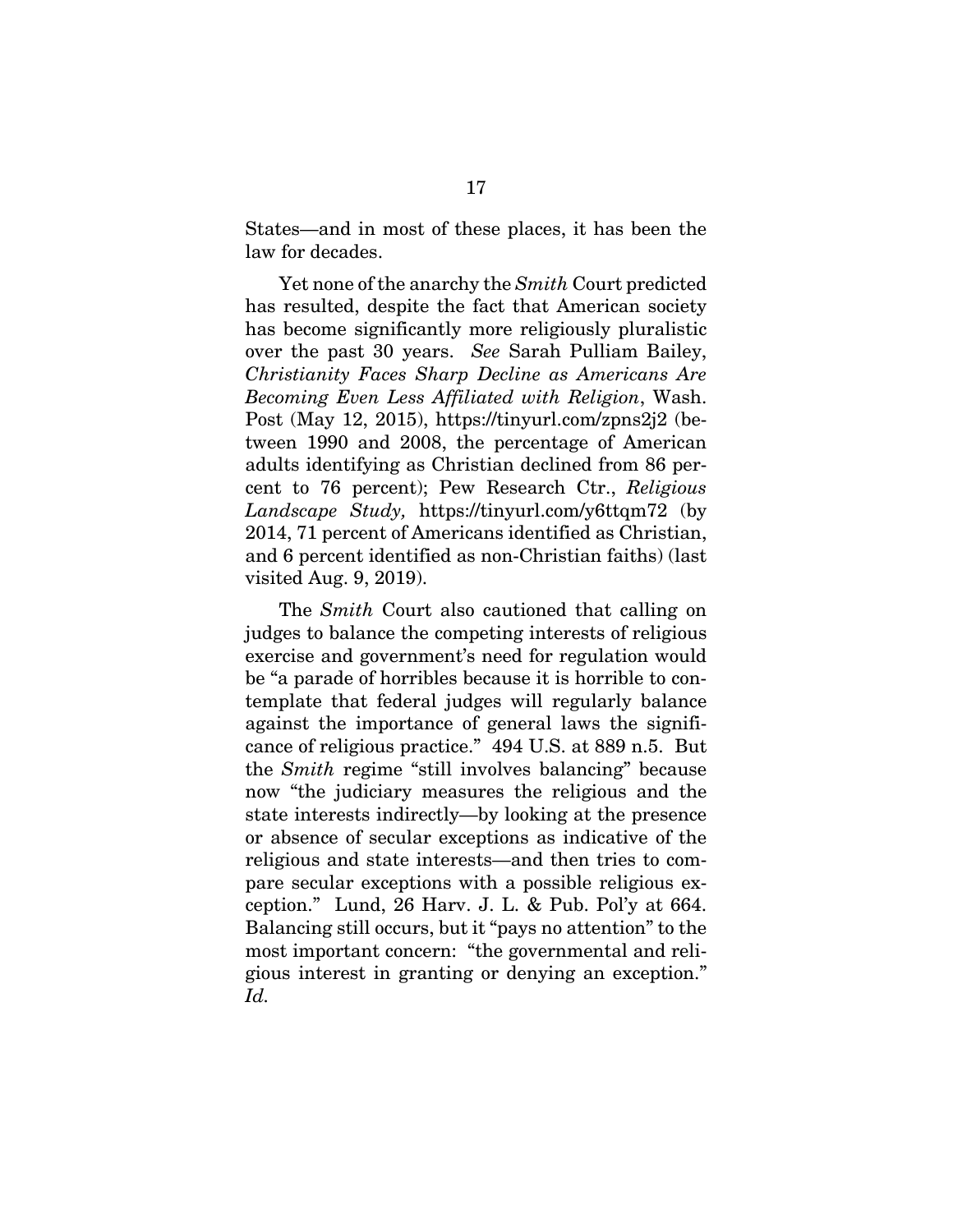States—and in most of these places, it has been the law for decades.

Yet none of the anarchy the *Smith* Court predicted has resulted, despite the fact that American society has become significantly more religiously pluralistic over the past 30 years. *See* Sarah Pulliam Bailey, *Christianity Faces Sharp Decline as Americans Are Becoming Even Less Affiliated with Religion*, Wash. Post (May 12, 2015), https://tinyurl.com/zpns2j2 (between 1990 and 2008, the percentage of American adults identifying as Christian declined from 86 percent to 76 percent); Pew Research Ctr., *Religious Landscape Study,* https://tinyurl.com/y6ttqm72 (by 2014, 71 percent of Americans identified as Christian, and 6 percent identified as non-Christian faiths) (last visited Aug. 9, 2019).

The *Smith* Court also cautioned that calling on judges to balance the competing interests of religious exercise and government's need for regulation would be "a parade of horribles because it is horrible to contemplate that federal judges will regularly balance against the importance of general laws the significance of religious practice." 494 U.S. at 889 n.5. But the *Smith* regime "still involves balancing" because now "the judiciary measures the religious and the state interests indirectly—by looking at the presence or absence of secular exceptions as indicative of the religious and state interests—and then tries to compare secular exceptions with a possible religious exception." Lund, 26 Harv. J. L. & Pub. Pol'y at 664. Balancing still occurs, but it "pays no attention" to the most important concern: "the governmental and religious interest in granting or denying an exception." *Id.*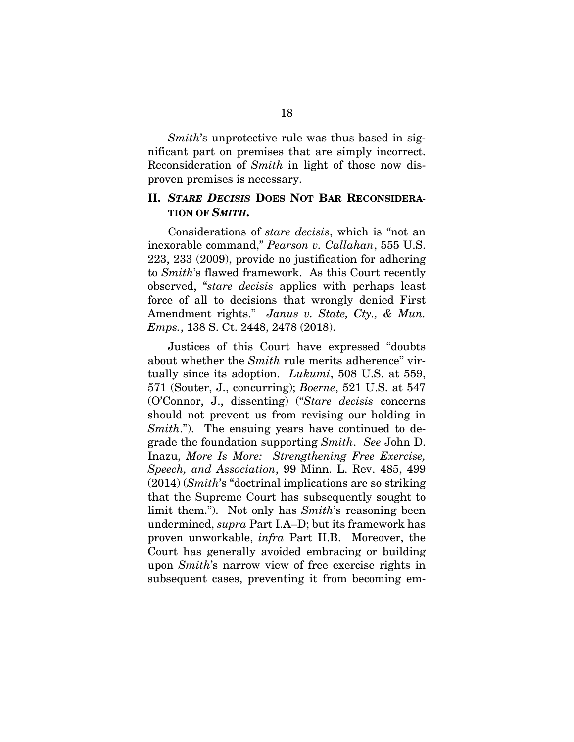*Smith*'s unprotective rule was thus based in significant part on premises that are simply incorrect. Reconsideration of *Smith* in light of those now disproven premises is necessary.

## II. *STARE DECISIS* DOES NOT BAR RECONSIDERATION OF *SMITH*.

Considerations of *stare decisis*, which is "not an inexorable command," *Pearson v. Callahan*, 555 U.S. 223, 233 (2009), provide no justification for adhering to *Smith*'s flawed framework. As this Court recently observed, "*stare decisis* applies with perhaps least force of all to decisions that wrongly denied First Amendment rights." *Janus v. State, Cty., & Mun. Emps.*, 138 S. Ct. 2448, 2478 (2018).

Justices of this Court have expressed "doubts about whether the *Smith* rule merits adherence" virtually since its adoption. *Lukumi*, 508 U.S. at 559, 571 (Souter, J., concurring); *Boerne*, 521 U.S. at 547 (O'Connor, J., dissenting) ("*Stare decisis* concerns should not prevent us from revising our holding in *Smith*."). The ensuing years have continued to degrade the foundation supporting *Smith*. *See* John D. Inazu, *More Is More: Strengthening Free Exercise, Speech, and Association*, 99 Minn. L. Rev. 485, 499 (2014) (*Smith*'s "doctrinal implications are so striking that the Supreme Court has subsequently sought to limit them."). Not only has *Smith*'s reasoning been undermined, *supra* Part I.A–D; but its framework has proven unworkable, *infra* Part II.B. Moreover, the Court has generally avoided embracing or building upon *Smith*'s narrow view of free exercise rights in subsequent cases, preventing it from becoming em-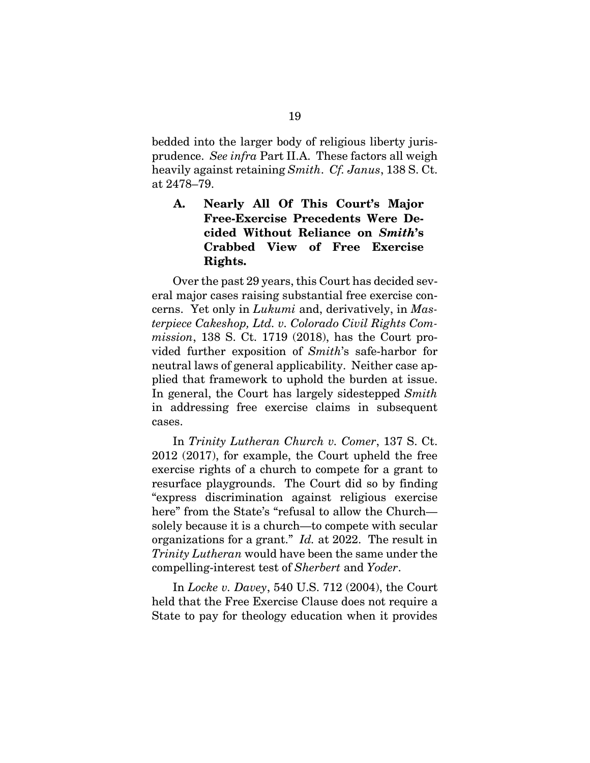bedded into the larger body of religious liberty jurisprudence. *See infra* Part II.A. These factors all weigh heavily against retaining *Smith*. *Cf. Janus*, 138 S. Ct. at 2478–79.

### A. Nearly All Of This Court's Major Free-Exercise Precedents Were Decided Without Reliance on *Smith*'s Crabbed View of Free Exercise Rights.

Over the past 29 years, this Court has decided several major cases raising substantial free exercise concerns. Yet only in *Lukumi* and, derivatively, in *Masterpiece Cakeshop, Ltd. v. Colorado Civil Rights Commission*, 138 S. Ct. 1719 (2018), has the Court provided further exposition of *Smith*'s safe-harbor for neutral laws of general applicability. Neither case applied that framework to uphold the burden at issue. In general, the Court has largely sidestepped *Smith* in addressing free exercise claims in subsequent cases.

In *Trinity Lutheran Church v. Comer*, 137 S. Ct. 2012 (2017), for example, the Court upheld the free exercise rights of a church to compete for a grant to resurface playgrounds. The Court did so by finding "express discrimination against religious exercise here" from the State's "refusal to allow the Church—solely because it is a church—to compete with secular organizations for a grant." *Id.* at 2022. The result in *Trinity Lutheran* would have been the same under the compelling-interest test of *Sherbert* and *Yoder*.

In *Locke v. Davey*, 540 U.S. 712 (2004), the Court held that the Free Exercise Clause does not require a State to pay for theology education when it provides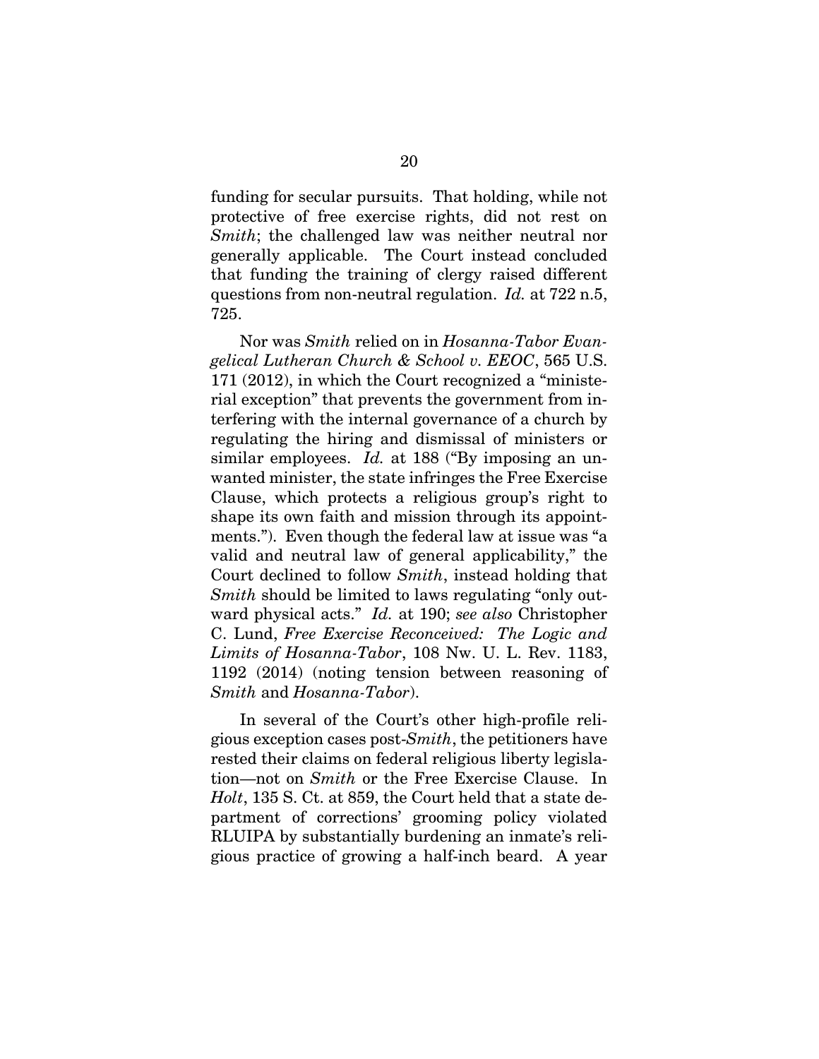funding for secular pursuits. That holding, while not protective of free exercise rights, did not rest on *Smith*; the challenged law was neither neutral nor generally applicable. The Court instead concluded that funding the training of clergy raised different questions from non-neutral regulation. *Id.* at 722 n.5, 725.

Nor was *Smith* relied on in *Hosanna-Tabor Evangelical Lutheran Church & School v. EEOC*, 565 U.S. 171 (2012), in which the Court recognized a "ministerial exception" that prevents the government from interfering with the internal governance of a church by regulating the hiring and dismissal of ministers or similar employees. *Id.* at 188 ("By imposing an unwanted minister, the state infringes the Free Exercise Clause, which protects a religious group's right to shape its own faith and mission through its appointments."). Even though the federal law at issue was "a valid and neutral law of general applicability," the Court declined to follow *Smith*, instead holding that *Smith* should be limited to laws regulating "only outward physical acts." *Id.* at 190; *see also* Christopher C. Lund, *Free Exercise Reconceived: The Logic and Limits of Hosanna-Tabor*, 108 Nw. U. L. Rev. 1183, 1192 (2014) (noting tension between reasoning of *Smith* and *Hosanna-Tabor*).

In several of the Court's other high-profile religious exception cases post-*Smith*, the petitioners have rested their claims on federal religious liberty legislation—not on *Smith* or the Free Exercise Clause. In *Holt*, 135 S. Ct. at 859, the Court held that a state department of corrections' grooming policy violated RLUIPA by substantially burdening an inmate's religious practice of growing a half-inch beard. A year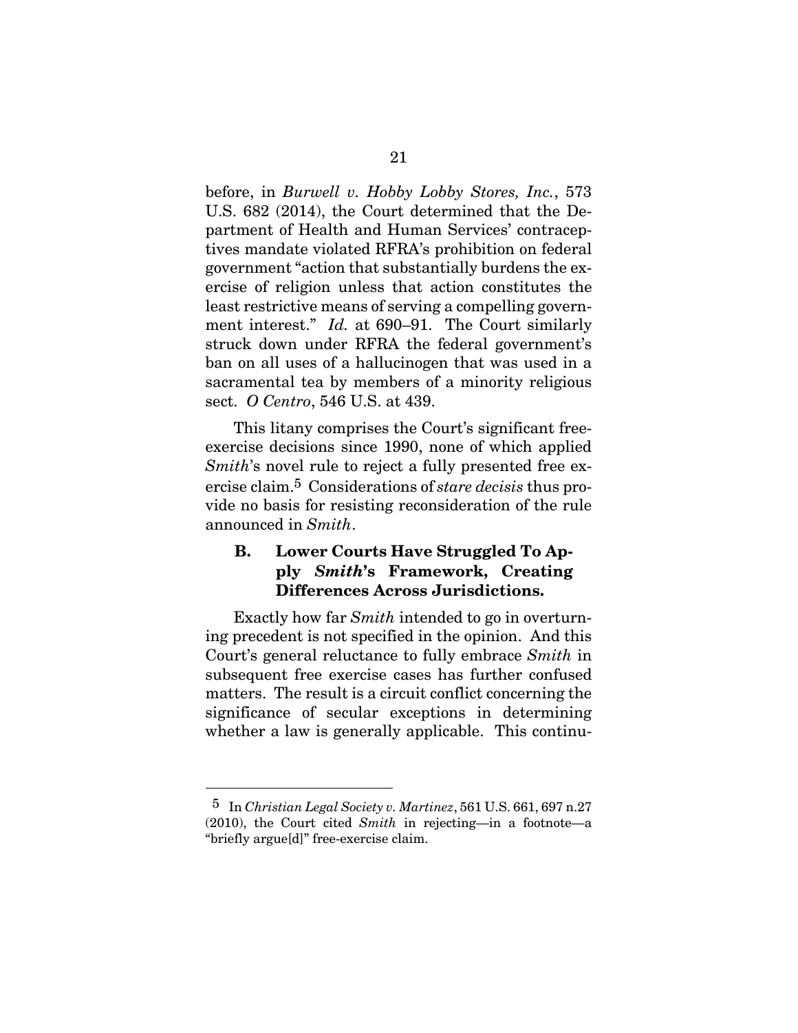before, in *Burwell v. Hobby Lobby Stores, Inc.*, 573 U.S. 682 (2014), the Court determined that the Department of Health and Human Services' contraceptives mandate violated RFRA's prohibition on federal government "action that substantially burdens the exercise of religion unless that action constitutes the least restrictive means of serving a compelling government interest." *Id.* at 690–91. The Court similarly struck down under RFRA the federal government's ban on all uses of a hallucinogen that was used in a sacramental tea by members of a minority religious sect. *O Centro*, 546 U.S. at 439.

This litany comprises the Court's significant free-exercise decisions since 1990, none of which applied *Smith*'s novel rule to reject a fully presented free exercise claim.[5] Considerations of *stare decisis* thus provide no basis for resisting reconsideration of the rule announced in *Smith*.

### B. Lower Courts Have Struggled To Apply *Smith*'s Framework, Creating Differences Across Jurisdictions.

Exactly how far *Smith* intended to go in overturning precedent is not specified in the opinion. And this Court's general reluctance to fully embrace *Smith* in subsequent free exercise cases has further confused matters. The result is a circuit conflict concerning the significance of secular exceptions in determining whether a law is generally applicable. This continu-

---

[5] In *Christian Legal Society v. Martinez*, 561 U.S. 661, 697 n.27 (2010), the Court cited *Smith* in rejecting—in a footnote—a "briefly argue[d]" free-exercise claim.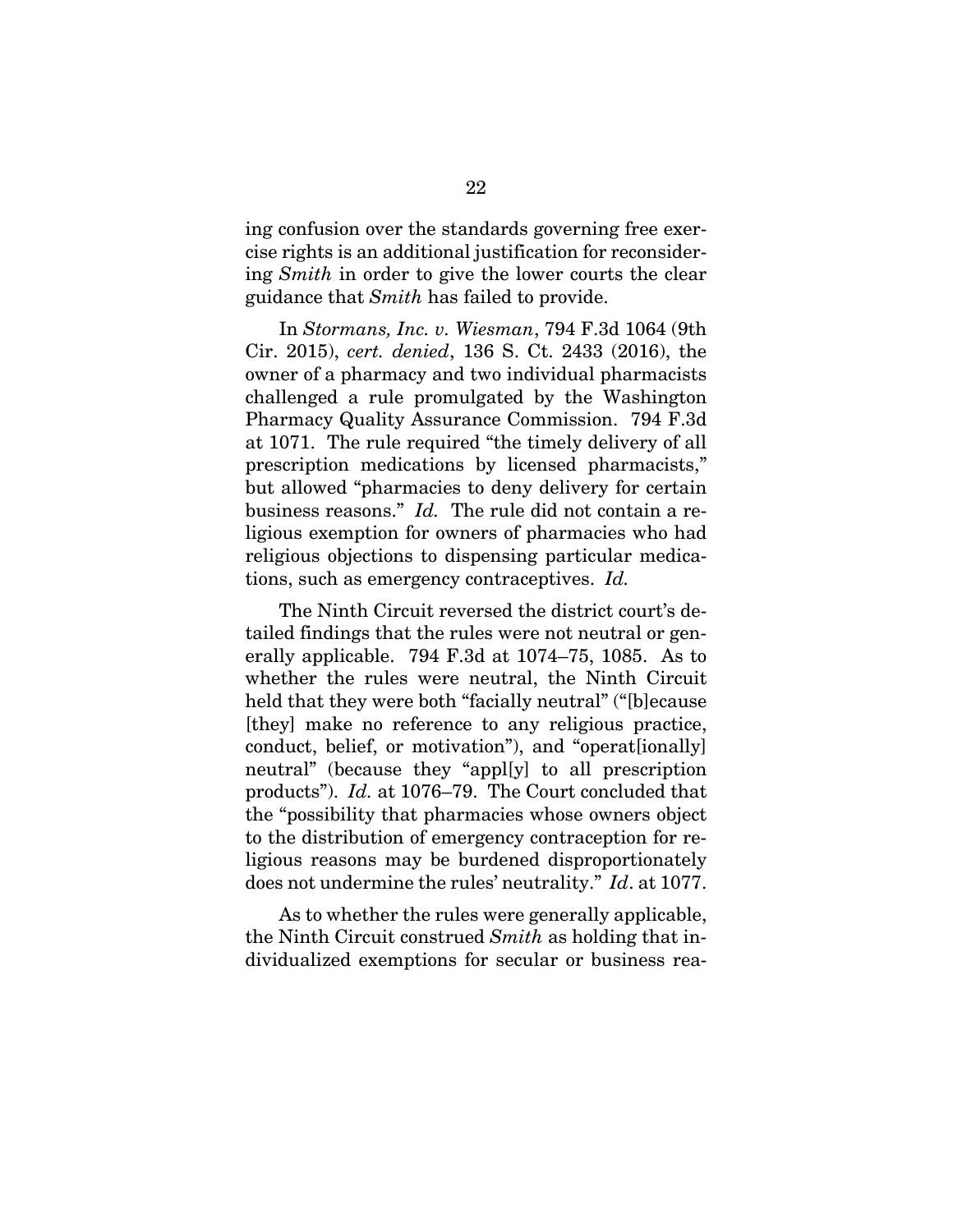ing confusion over the standards governing free exercise rights is an additional justification for reconsidering *Smith* in order to give the lower courts the clear guidance that *Smith* has failed to provide.

In *Stormans, Inc. v. Wiesman*, 794 F.3d 1064 (9th Cir. 2015), *cert. denied*, 136 S. Ct. 2433 (2016), the owner of a pharmacy and two individual pharmacists challenged a rule promulgated by the Washington Pharmacy Quality Assurance Commission. 794 F.3d at 1071. The rule required "the timely delivery of all prescription medications by licensed pharmacists," but allowed "pharmacies to deny delivery for certain business reasons." *Id.* The rule did not contain a religious exemption for owners of pharmacies who had religious objections to dispensing particular medications, such as emergency contraceptives. *Id.*

The Ninth Circuit reversed the district court's detailed findings that the rules were not neutral or generally applicable. 794 F.3d at 1074–75, 1085. As to whether the rules were neutral, the Ninth Circuit held that they were both "facially neutral" ("[b]ecause [they] make no reference to any religious practice, conduct, belief, or motivation"), and "operat[ionally] neutral" (because they "appl[y] to all prescription products"). *Id.* at 1076–79. The Court concluded that the "possibility that pharmacies whose owners object to the distribution of emergency contraception for religious reasons may be burdened disproportionately does not undermine the rules' neutrality." *Id*. at 1077.

As to whether the rules were generally applicable, the Ninth Circuit construed *Smith* as holding that individualized exemptions for secular or business rea-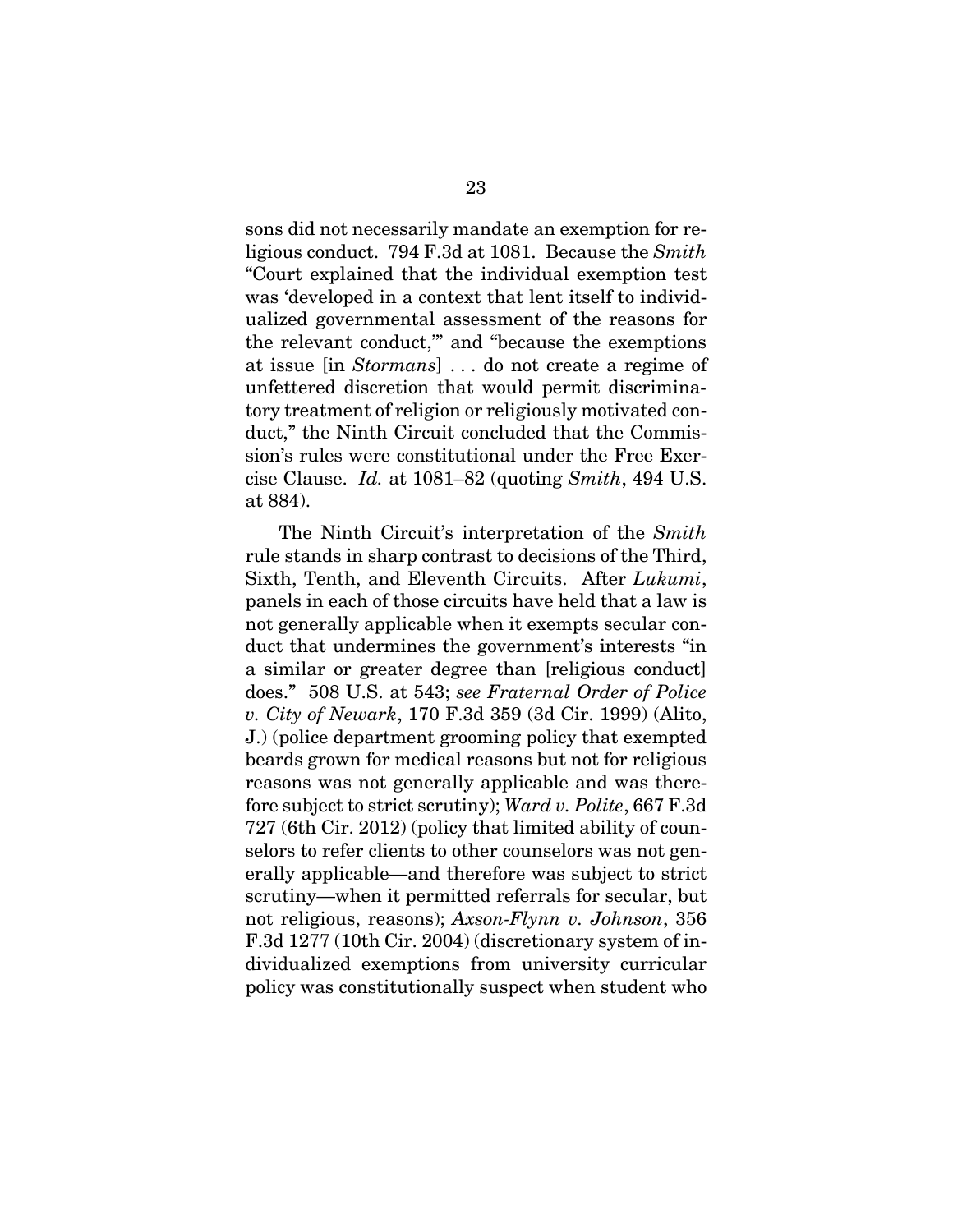sons did not necessarily mandate an exemption for religious conduct. 794 F.3d at 1081. Because the *Smith* "Court explained that the individual exemption test was 'developed in a context that lent itself to individualized governmental assessment of the reasons for the relevant conduct,'" and "because the exemptions at issue [in *Stormans*] . . . do not create a regime of unfettered discretion that would permit discriminatory treatment of religion or religiously motivated conduct," the Ninth Circuit concluded that the Commission's rules were constitutional under the Free Exercise Clause. *Id.* at 1081–82 (quoting *Smith*, 494 U.S. at 884).

The Ninth Circuit's interpretation of the *Smith* rule stands in sharp contrast to decisions of the Third, Sixth, Tenth, and Eleventh Circuits. After *Lukumi*, panels in each of those circuits have held that a law is not generally applicable when it exempts secular conduct that undermines the government's interests "in a similar or greater degree than [religious conduct] does." 508 U.S. at 543; *see Fraternal Order of Police v. City of Newark*, 170 F.3d 359 (3d Cir. 1999) (Alito, J.) (police department grooming policy that exempted beards grown for medical reasons but not for religious reasons was not generally applicable and was therefore subject to strict scrutiny); *Ward v. Polite*, 667 F.3d 727 (6th Cir. 2012) (policy that limited ability of counselors to refer clients to other counselors was not generally applicable—and therefore was subject to strict scrutiny—when it permitted referrals for secular, but not religious, reasons); *Axson-Flynn v. Johnson*, 356 F.3d 1277 (10th Cir. 2004) (discretionary system of individualized exemptions from university curricular policy was constitutionally suspect when student who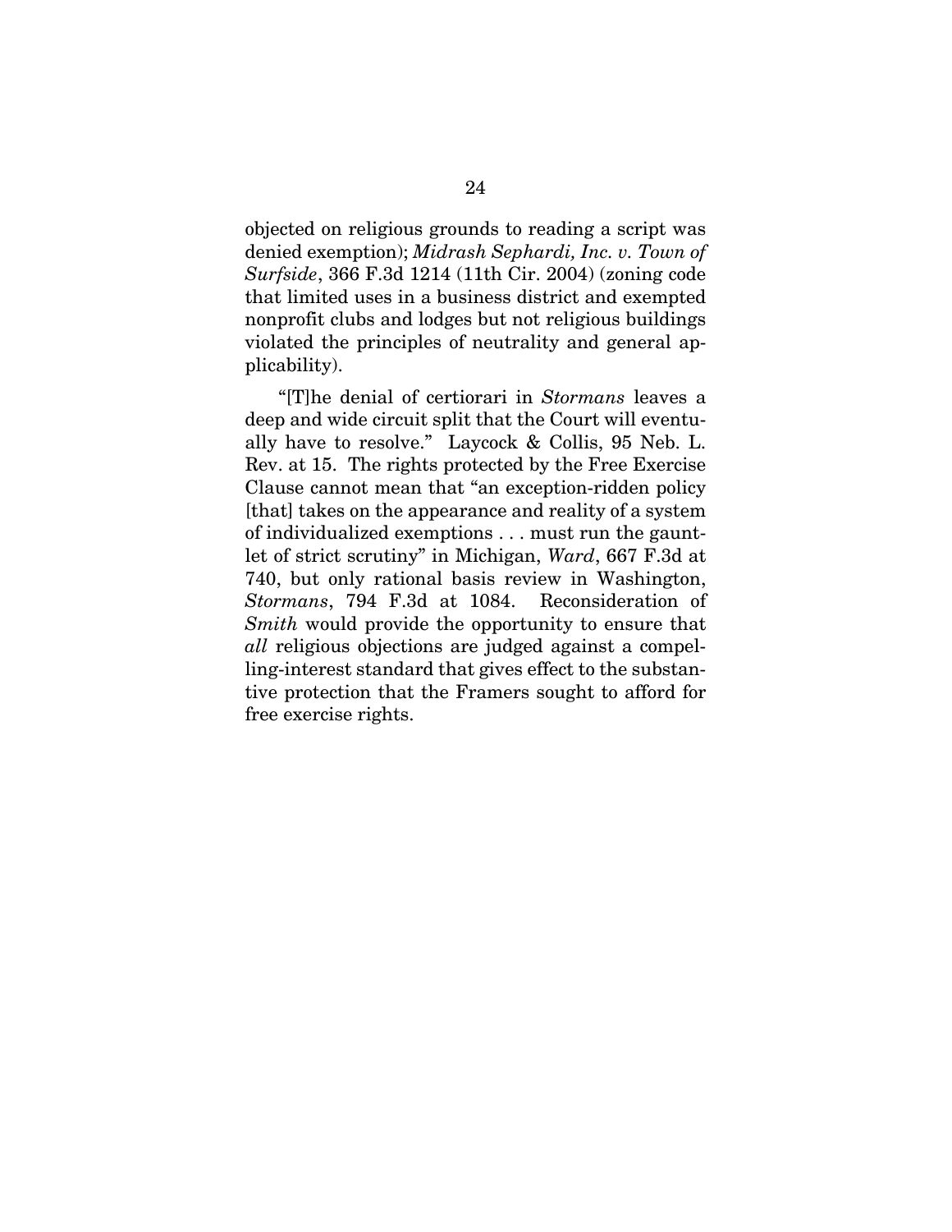objected on religious grounds to reading a script was denied exemption); *Midrash Sephardi, Inc. v. Town of Surfside*, 366 F.3d 1214 (11th Cir. 2004) (zoning code that limited uses in a business district and exempted nonprofit clubs and lodges but not religious buildings violated the principles of neutrality and general applicability).

"[T]he denial of certiorari in *Stormans* leaves a deep and wide circuit split that the Court will eventually have to resolve." Laycock & Collis, 95 Neb. L. Rev. at 15. The rights protected by the Free Exercise Clause cannot mean that "an exception-ridden policy [that] takes on the appearance and reality of a system of individualized exemptions . . . must run the gauntlet of strict scrutiny" in Michigan, *Ward*, 667 F.3d at 740, but only rational basis review in Washington, *Stormans*, 794 F.3d at 1084. Reconsideration of *Smith* would provide the opportunity to ensure that *all* religious objections are judged against a compelling-interest standard that gives effect to the substantive protection that the Framers sought to afford for free exercise rights.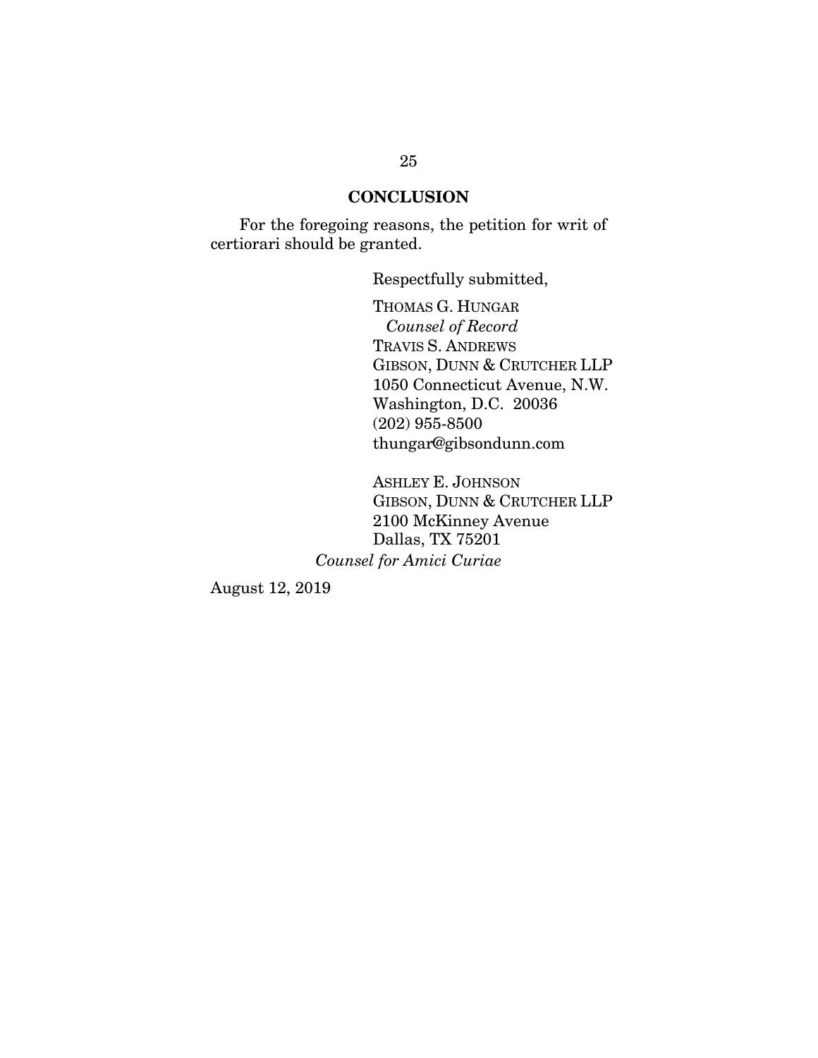## CONCLUSION

For the foregoing reasons, the petition for writ of certiorari should be granted.

Respectfully submitted,

THOMAS G. HUNGAR
*Counsel of Record*
TRAVIS S. ANDREWS
GIBSON, DUNN & CRUTCHER LLP
1050 Connecticut Avenue, N.W.
Washington, D.C. 20036
(202) 955-8500
thungar@gibsondunn.com

ASHLEY E. JOHNSON
GIBSON, DUNN & CRUTCHER LLP
2100 McKinney Avenue
Dallas, TX 75201

*Counsel for Amici Curiae*

August 12, 2019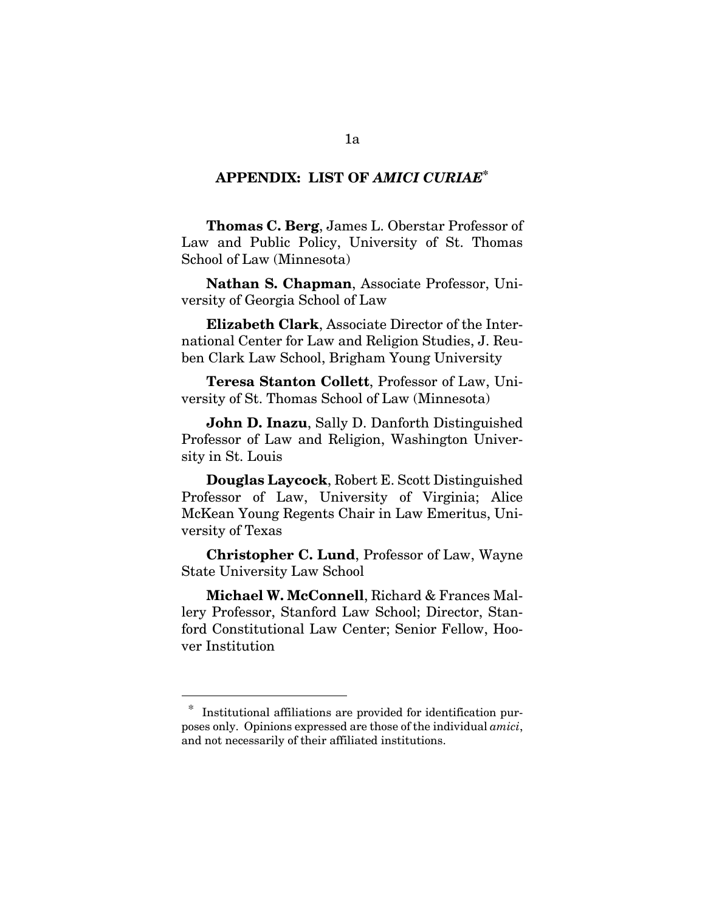## APPENDIX: LIST OF *AMICI CURIAE*[*]

**Thomas C. Berg**, James L. Oberstar Professor of Law and Public Policy, University of St. Thomas School of Law (Minnesota)

**Nathan S. Chapman**, Associate Professor, University of Georgia School of Law

**Elizabeth Clark**, Associate Director of the International Center for Law and Religion Studies, J. Reuben Clark Law School, Brigham Young University

**Teresa Stanton Collett**, Professor of Law, University of St. Thomas School of Law (Minnesota)

**John D. Inazu**, Sally D. Danforth Distinguished Professor of Law and Religion, Washington University in St. Louis

**Douglas Laycock**, Robert E. Scott Distinguished Professor of Law, University of Virginia; Alice McKean Young Regents Chair in Law Emeritus, University of Texas

**Christopher C. Lund**, Professor of Law, Wayne State University Law School

**Michael W. McConnell**, Richard & Frances Mallery Professor, Stanford Law School; Director, Stanford Constitutional Law Center; Senior Fellow, Hoover Institution

---

[*] Institutional affiliations are provided for identification purposes only. Opinions expressed are those of the individual *amici*, and not necessarily of their affiliated institutions.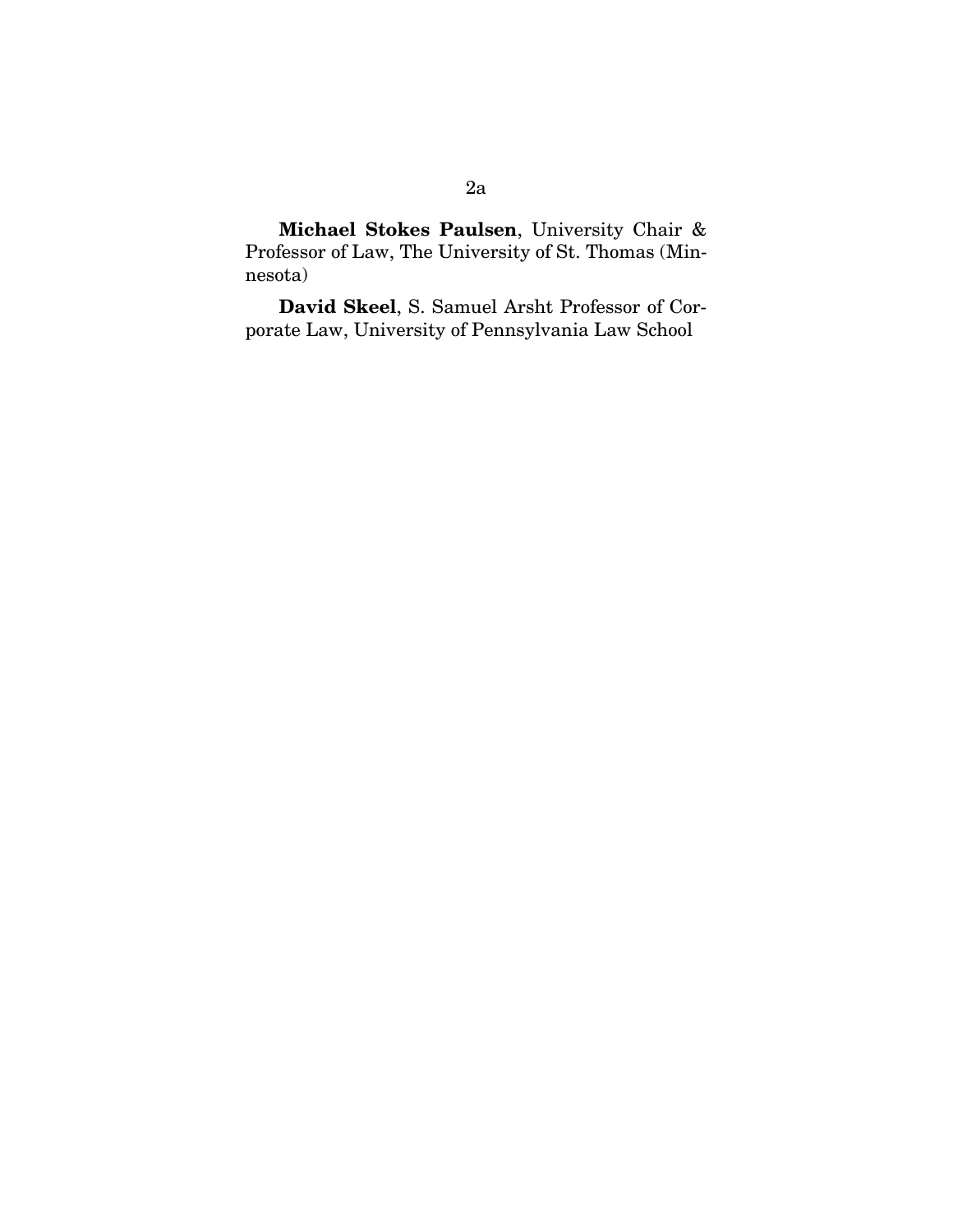**Michael Stokes Paulsen**, University Chair & Professor of Law, The University of St. Thomas (Minnesota)

**David Skeel**, S. Samuel Arsht Professor of Corporate Law, University of Pennsylvania Law School